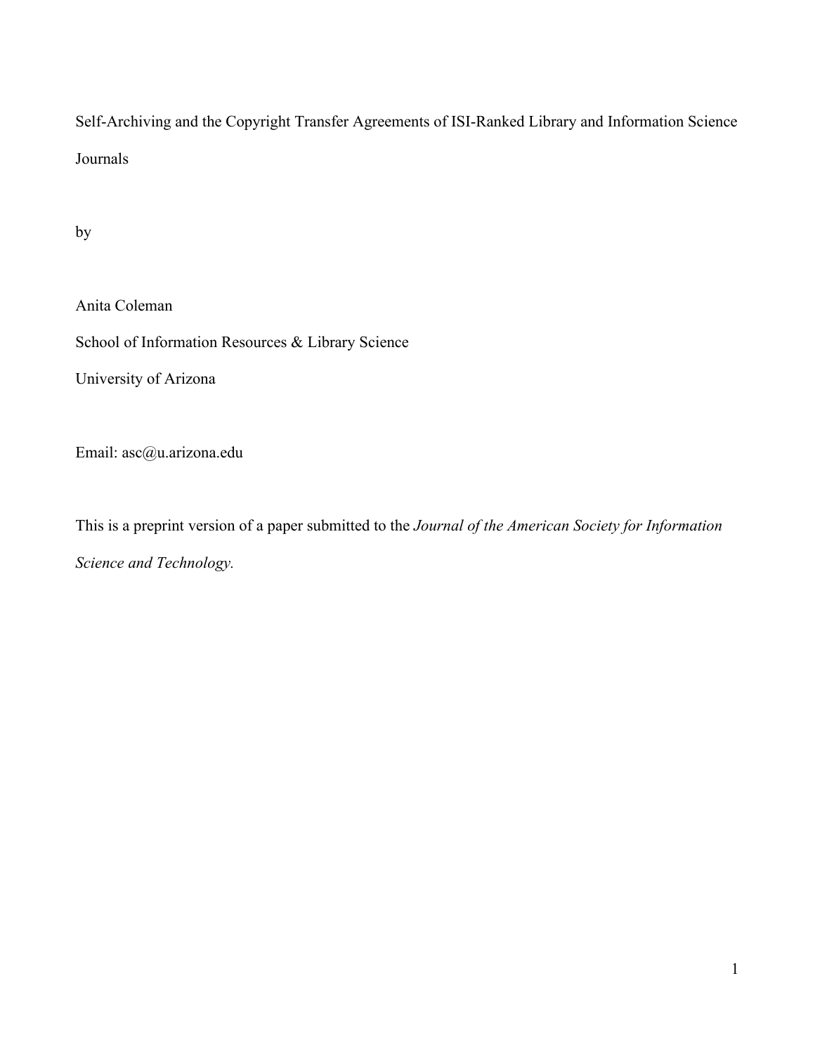# Self-Archiving and the Copyright Transfer Agreements of ISI-Ranked Library and Information Science Journals

by

Anita Coleman

School of Information Resources & Library Science

University of Arizona

Email: asc@u.arizona.edu

This is a preprint version of a paper submitted to the *Journal of the American Society for Information Science and Technology.*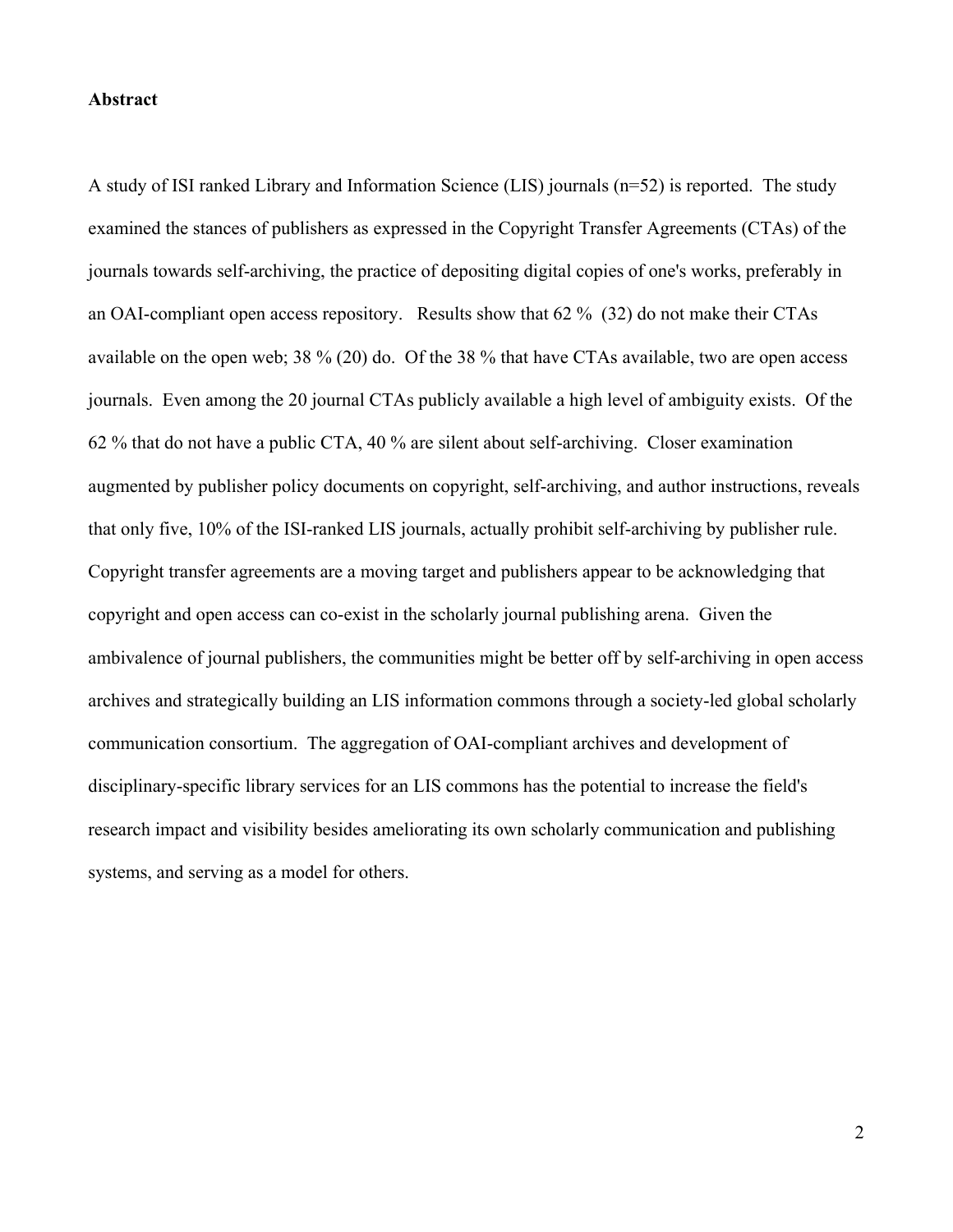**Abstract**

A study of ISI ranked Library and Information Science (LIS) journals (n=52) is reported. The study examined the stances of publishers as expressed in the Copyright Transfer Agreements (CTAs) of the journals towards self-archiving, the practice of depositing digital copies of one's works, preferably in an OAI-compliant open access repository. Results show that 62 % (32) do not make their CTAs available on the open web; 38 % (20) do. Of the 38 % that have CTAs available, two are open access journals. Even among the 20 journal CTAs publicly available a high level of ambiguity exists. Of the 62 % that do not have a public CTA, 40 % are silent about self-archiving. Closer examination augmented by publisher policy documents on copyright, self-archiving, and author instructions, reveals that only five, 10% of the ISI-ranked LIS journals, actually prohibit self-archiving by publisher rule. Copyright transfer agreements are a moving target and publishers appear to be acknowledging that copyright and open access can co-exist in the scholarly journal publishing arena. Given the ambivalence of journal publishers, the communities might be better off by self-archiving in open access archives and strategically building an LIS information commons through a society-led global scholarly communication consortium. The aggregation of OAI-compliant archives and development of disciplinary-specific library services for an LIS commons has the potential to increase the field's research impact and visibility besides ameliorating its own scholarly communication and publishing systems, and serving as a model for others.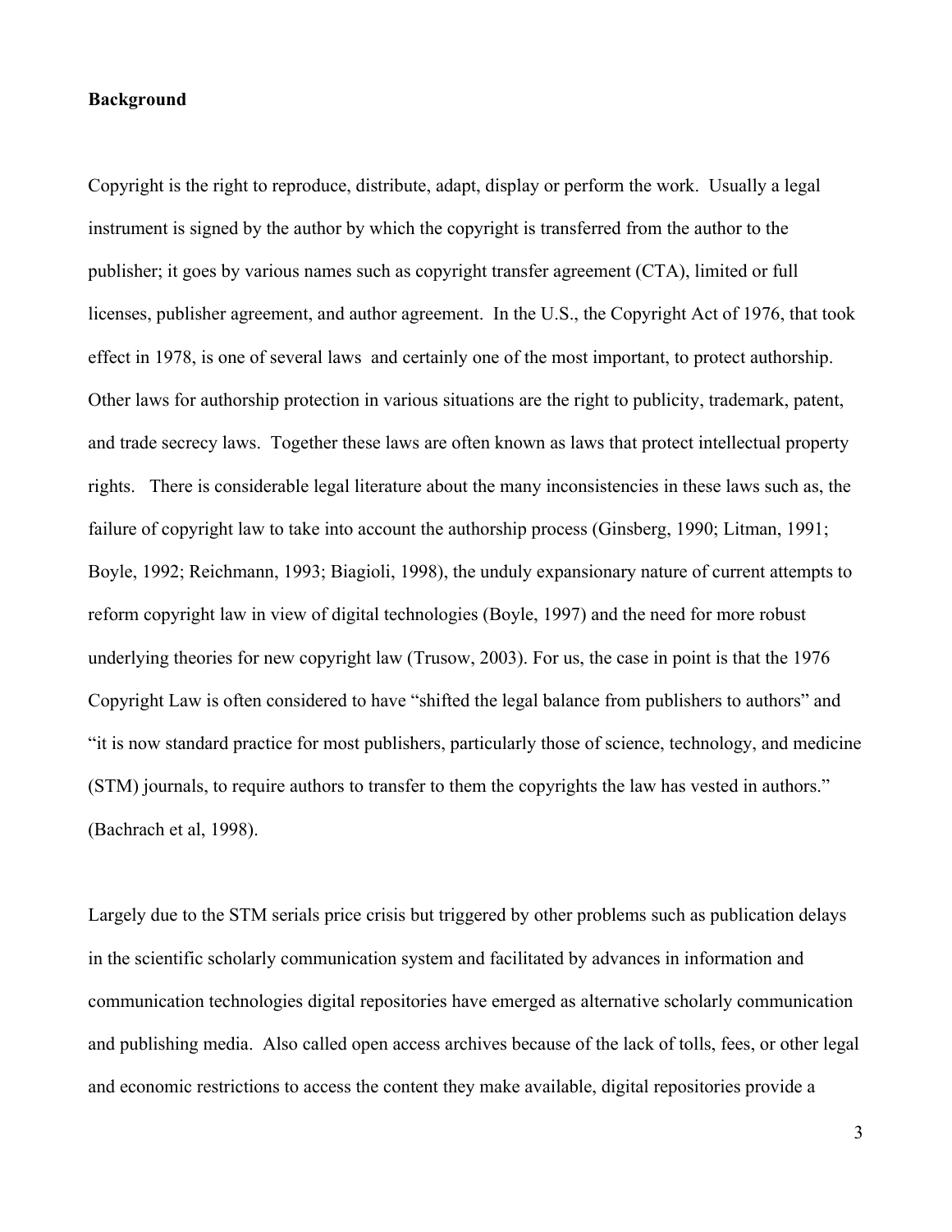**Background**

Copyright is the right to reproduce, distribute, adapt, display or perform the work. Usually a legal instrument is signed by the author by which the copyright is transferred from the author to the publisher; it goes by various names such as copyright transfer agreement (CTA), limited or full licenses, publisher agreement, and author agreement. In the U.S., the Copyright Act of 1976, that took effect in 1978, is one of several laws and certainly one of the most important, to protect authorship. Other laws for authorship protection in various situations are the right to publicity, trademark, patent, and trade secrecy laws. Together these laws are often known as laws that protect intellectual property rights. There is considerable legal literature about the many inconsistencies in these laws such as, the failure of copyright law to take into account the authorship process (Ginsberg, 1990; Litman, 1991; Boyle, 1992; Reichmann, 1993; Biagioli, 1998), the unduly expansionary nature of current attempts to reform copyright law in view of digital technologies (Boyle, 1997) and the need for more robust underlying theories for new copyright law (Trusow, 2003). For us, the case in point is that the 1976 Copyright Law is often considered to have "shifted the legal balance from publishers to authors" and "it is now standard practice for most publishers, particularly those of science, technology, and medicine (STM) journals, to require authors to transfer to them the copyrights the law has vested in authors." (Bachrach et al, 1998).

Largely due to the STM serials price crisis but triggered by other problems such as publication delays in the scientific scholarly communication system and facilitated by advances in information and communication technologies digital repositories have emerged as alternative scholarly communication and publishing media. Also called open access archives because of the lack of tolls, fees, or other legal and economic restrictions to access the content they make available, digital repositories provide a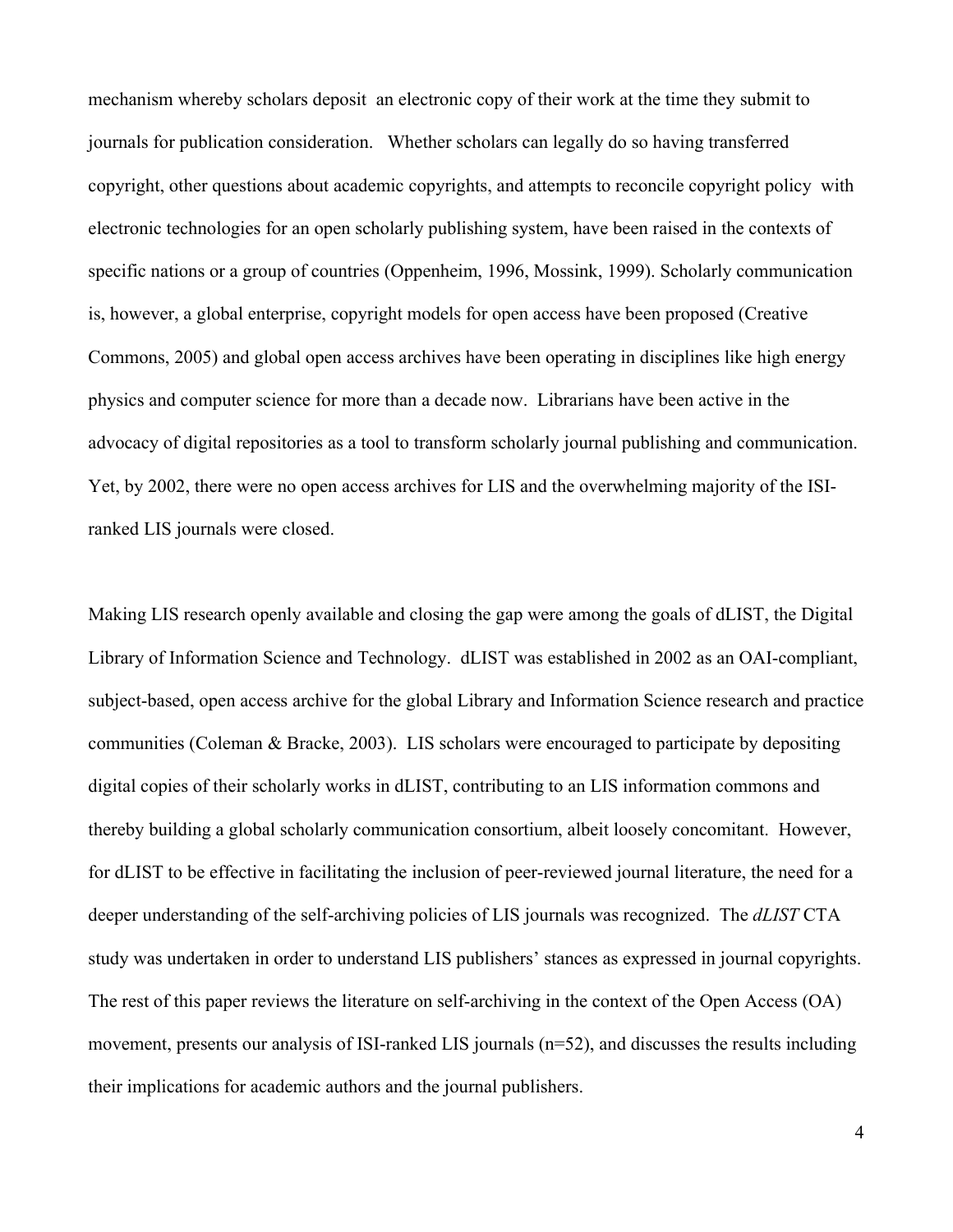mechanism whereby scholars deposit an electronic copy of their work at the time they submit to journals for publication consideration. Whether scholars can legally do so having transferred copyright, other questions about academic copyrights, and attempts to reconcile copyright policy with electronic technologies for an open scholarly publishing system, have been raised in the contexts of specific nations or a group of countries (Oppenheim, 1996, Mossink, 1999). Scholarly communication is, however, a global enterprise, copyright models for open access have been proposed (Creative Commons, 2005) and global open access archives have been operating in disciplines like high energy physics and computer science for more than a decade now. Librarians have been active in the advocacy of digital repositories as a tool to transform scholarly journal publishing and communication. Yet, by 2002, there were no open access archives for LIS and the overwhelming majority of the ISI-ranked LIS journals were closed.

Making LIS research openly available and closing the gap were among the goals of dLIST, the Digital Library of Information Science and Technology. dLIST was established in 2002 as an OAI-compliant, subject-based, open access archive for the global Library and Information Science research and practice communities (Coleman & Bracke, 2003). LIS scholars were encouraged to participate by depositing digital copies of their scholarly works in dLIST, contributing to an LIS information commons and thereby building a global scholarly communication consortium, albeit loosely concomitant. However, for dLIST to be effective in facilitating the inclusion of peer-reviewed journal literature, the need for a deeper understanding of the self-archiving policies of LIS journals was recognized. The *dLIST* CTA study was undertaken in order to understand LIS publishers' stances as expressed in journal copyrights. The rest of this paper reviews the literature on self-archiving in the context of the Open Access (OA) movement, presents our analysis of ISI-ranked LIS journals (n=52), and discusses the results including their implications for academic authors and the journal publishers.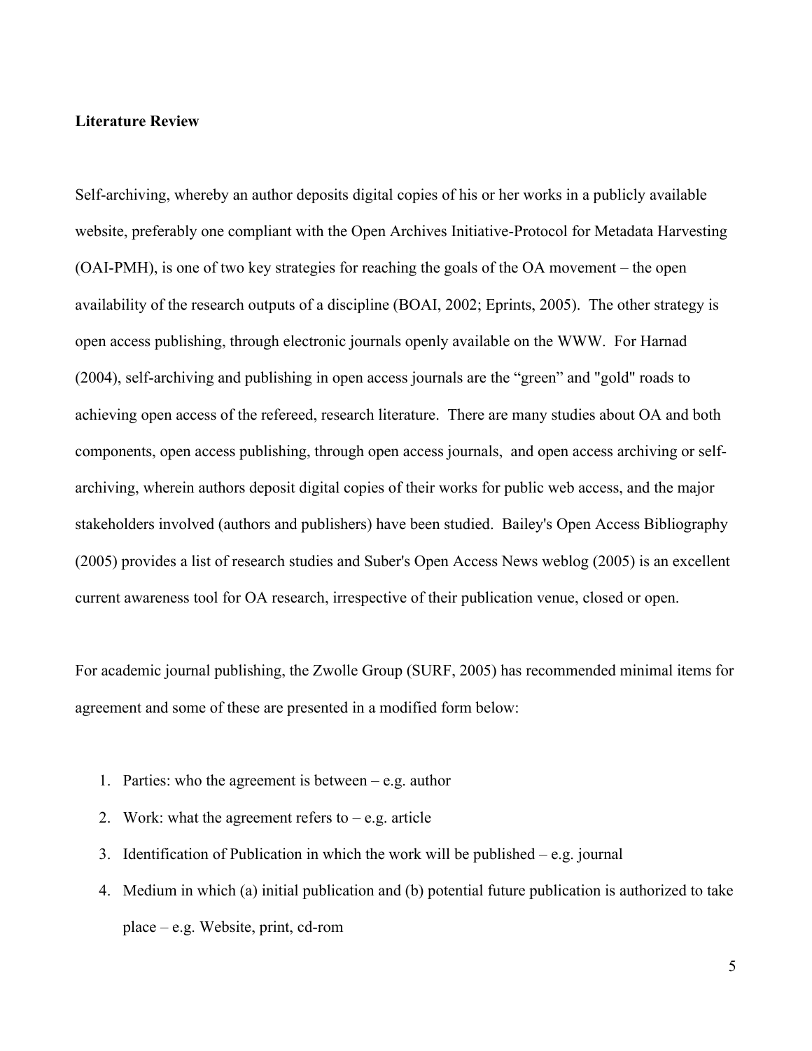**Literature Review**

Self-archiving, whereby an author deposits digital copies of his or her works in a publicly available website, preferably one compliant with the Open Archives Initiative-Protocol for Metadata Harvesting (OAI-PMH), is one of two key strategies for reaching the goals of the OA movement – the open availability of the research outputs of a discipline (BOAI, 2002; Eprints, 2005). The other strategy is open access publishing, through electronic journals openly available on the WWW. For Harnad (2004), self-archiving and publishing in open access journals are the "green" and "gold" roads to achieving open access of the refereed, research literature. There are many studies about OA and both components, open access publishing, through open access journals, and open access archiving or self-archiving, wherein authors deposit digital copies of their works for public web access, and the major stakeholders involved (authors and publishers) have been studied. Bailey's Open Access Bibliography (2005) provides a list of research studies and Suber's Open Access News weblog (2005) is an excellent current awareness tool for OA research, irrespective of their publication venue, closed or open.

For academic journal publishing, the Zwolle Group (SURF, 2005) has recommended minimal items for agreement and some of these are presented in a modified form below:

1. Parties: who the agreement is between – e.g. author
2. Work: what the agreement refers to – e.g. article
3. Identification of Publication in which the work will be published – e.g. journal
4. Medium in which (a) initial publication and (b) potential future publication is authorized to take place – e.g. Website, print, cd-rom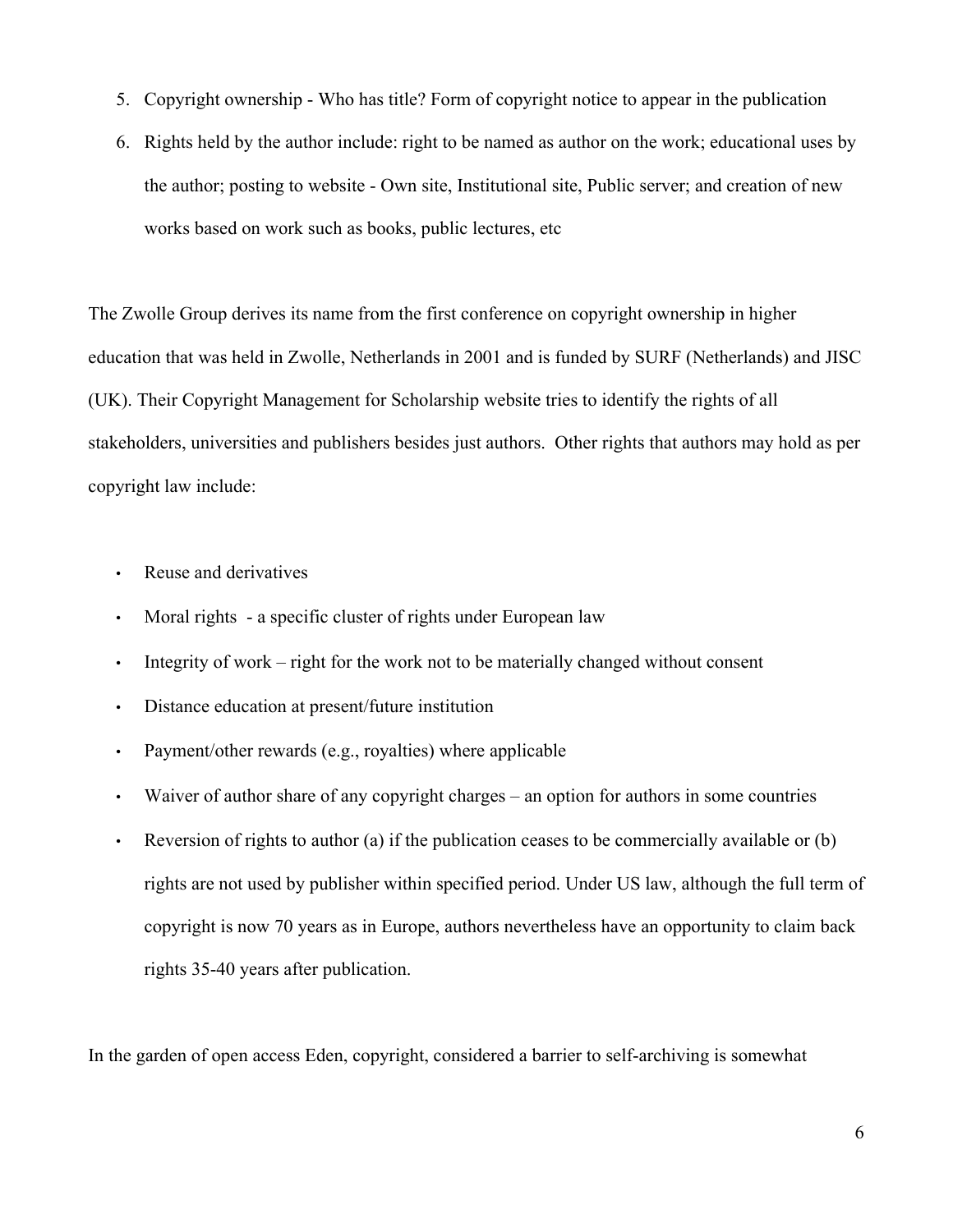5. Copyright ownership - Who has title? Form of copyright notice to appear in the publication
6. Rights held by the author include: right to be named as author on the work; educational uses by the author; posting to website - Own site, Institutional site, Public server; and creation of new works based on work such as books, public lectures, etc

The Zwolle Group derives its name from the first conference on copyright ownership in higher education that was held in Zwolle, Netherlands in 2001 and is funded by SURF (Netherlands) and JISC (UK). Their Copyright Management for Scholarship website tries to identify the rights of all stakeholders, universities and publishers besides just authors. Other rights that authors may hold as per copyright law include:

- Reuse and derivatives
- Moral rights - a specific cluster of rights under European law
- Integrity of work – right for the work not to be materially changed without consent
- Distance education at present/future institution
- Payment/other rewards (e.g., royalties) where applicable
- Waiver of author share of any copyright charges – an option for authors in some countries
- Reversion of rights to author (a) if the publication ceases to be commercially available or (b) rights are not used by publisher within specified period. Under US law, although the full term of copyright is now 70 years as in Europe, authors nevertheless have an opportunity to claim back rights 35-40 years after publication.

In the garden of open access Eden, copyright, considered a barrier to self-archiving is somewhat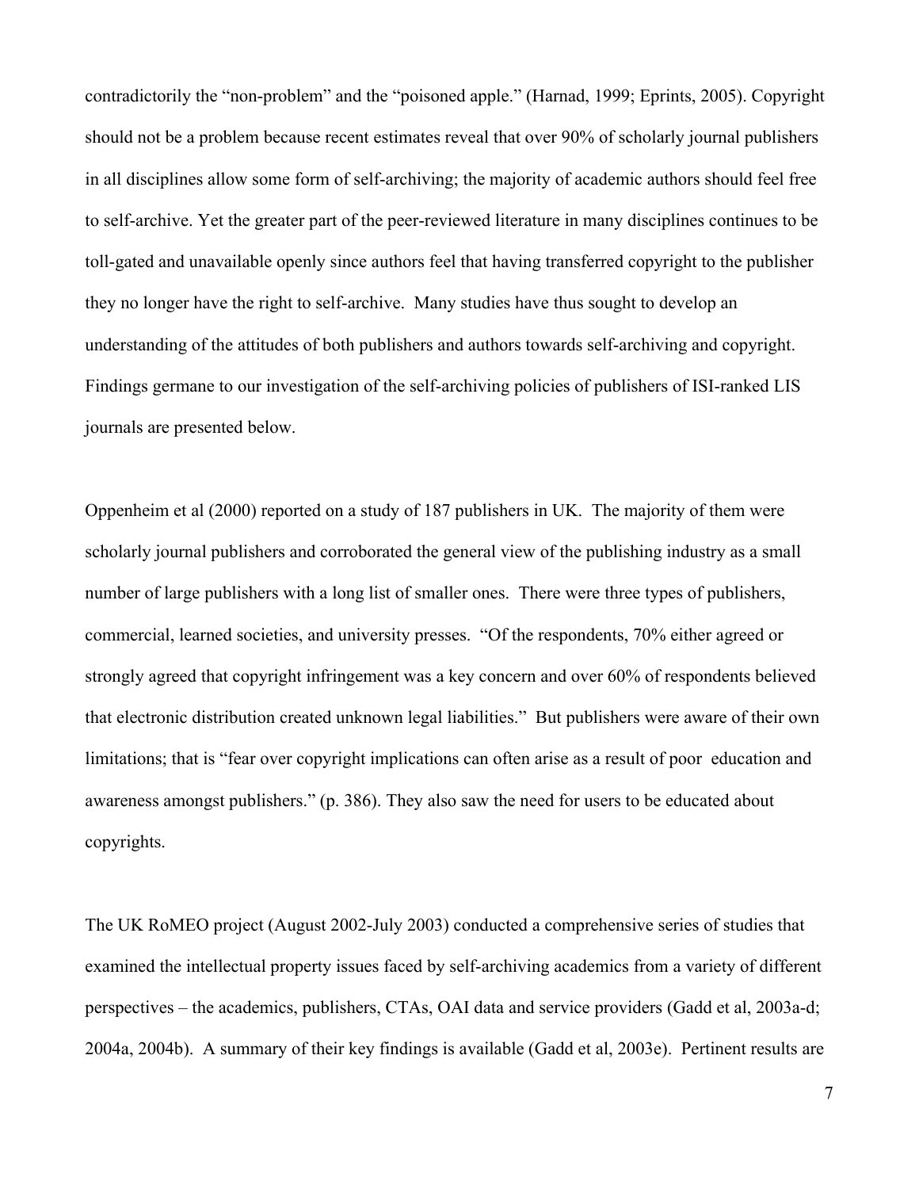contradictorily the “non-problem” and the “poisoned apple.” (Harnad, 1999; Eprints, 2005). Copyright should not be a problem because recent estimates reveal that over 90% of scholarly journal publishers in all disciplines allow some form of self-archiving; the majority of academic authors should feel free to self-archive. Yet the greater part of the peer-reviewed literature in many disciplines continues to be toll-gated and unavailable openly since authors feel that having transferred copyright to the publisher they no longer have the right to self-archive. Many studies have thus sought to develop an understanding of the attitudes of both publishers and authors towards self-archiving and copyright. Findings germane to our investigation of the self-archiving policies of publishers of ISI-ranked LIS journals are presented below.

Oppenheim et al (2000) reported on a study of 187 publishers in UK. The majority of them were scholarly journal publishers and corroborated the general view of the publishing industry as a small number of large publishers with a long list of smaller ones. There were three types of publishers, commercial, learned societies, and university presses. “Of the respondents, 70% either agreed or strongly agreed that copyright infringement was a key concern and over 60% of respondents believed that electronic distribution created unknown legal liabilities.” But publishers were aware of their own limitations; that is “fear over copyright implications can often arise as a result of poor education and awareness amongst publishers.” (p. 386). They also saw the need for users to be educated about copyrights.

The UK RoMEO project (August 2002-July 2003) conducted a comprehensive series of studies that examined the intellectual property issues faced by self-archiving academics from a variety of different perspectives – the academics, publishers, CTAs, OAI data and service providers (Gadd et al, 2003a-d; 2004a, 2004b). A summary of their key findings is available (Gadd et al, 2003e). Pertinent results are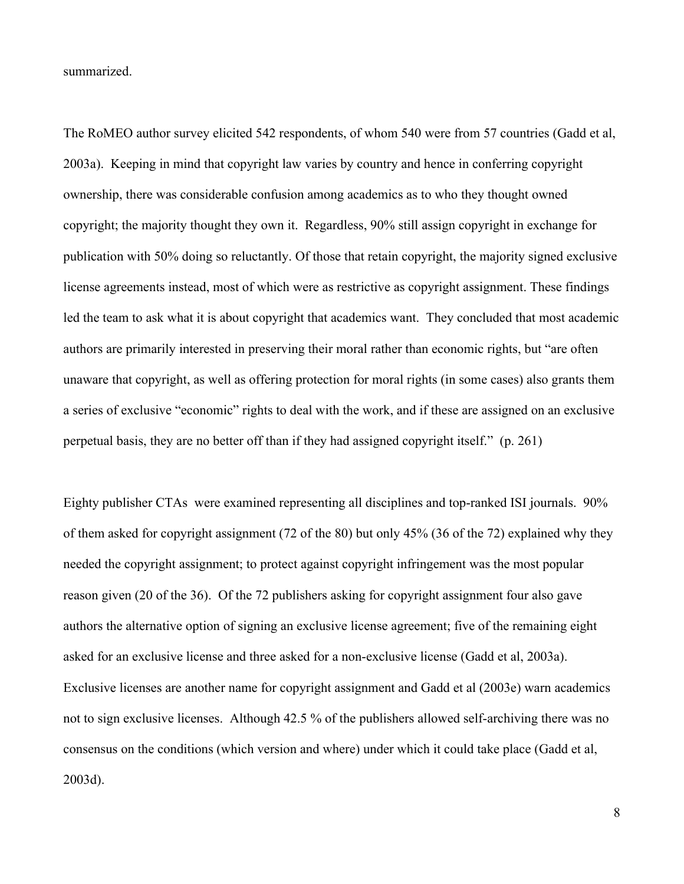summarized.

The RoMEO author survey elicited 542 respondents, of whom 540 were from 57 countries (Gadd et al, 2003a). Keeping in mind that copyright law varies by country and hence in conferring copyright ownership, there was considerable confusion among academics as to who they thought owned copyright; the majority thought they own it. Regardless, 90% still assign copyright in exchange for publication with 50% doing so reluctantly. Of those that retain copyright, the majority signed exclusive license agreements instead, most of which were as restrictive as copyright assignment. These findings led the team to ask what it is about copyright that academics want. They concluded that most academic authors are primarily interested in preserving their moral rather than economic rights, but "are often unaware that copyright, as well as offering protection for moral rights (in some cases) also grants them a series of exclusive "economic" rights to deal with the work, and if these are assigned on an exclusive perpetual basis, they are no better off than if they had assigned copyright itself." (p. 261)

Eighty publisher CTAs were examined representing all disciplines and top-ranked ISI journals. 90% of them asked for copyright assignment (72 of the 80) but only 45% (36 of the 72) explained why they needed the copyright assignment; to protect against copyright infringement was the most popular reason given (20 of the 36). Of the 72 publishers asking for copyright assignment four also gave authors the alternative option of signing an exclusive license agreement; five of the remaining eight asked for an exclusive license and three asked for a non-exclusive license (Gadd et al, 2003a). Exclusive licenses are another name for copyright assignment and Gadd et al (2003e) warn academics not to sign exclusive licenses. Although 42.5 % of the publishers allowed self-archiving there was no consensus on the conditions (which version and where) under which it could take place (Gadd et al, 2003d).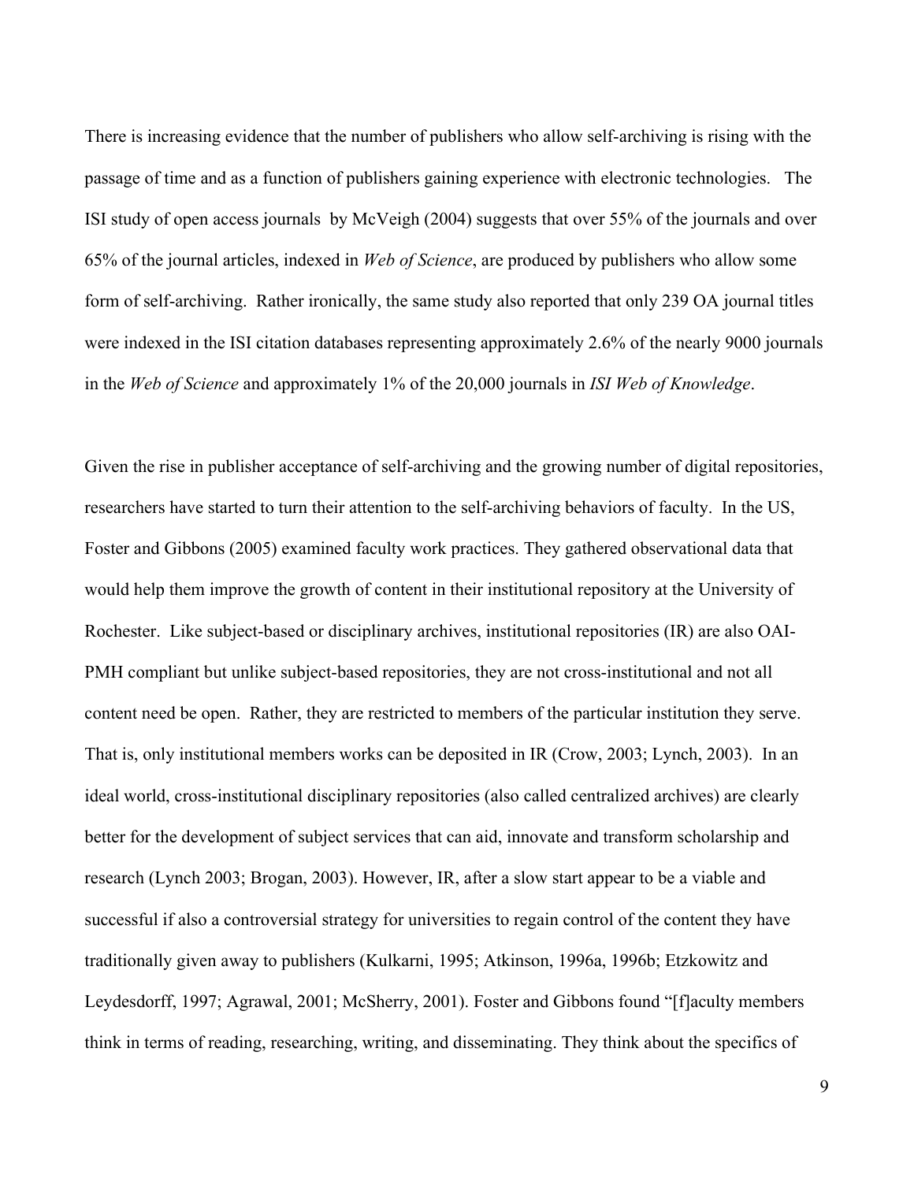There is increasing evidence that the number of publishers who allow self-archiving is rising with the passage of time and as a function of publishers gaining experience with electronic technologies. The ISI study of open access journals by McVeigh (2004) suggests that over 55% of the journals and over 65% of the journal articles, indexed in *Web of Science*, are produced by publishers who allow some form of self-archiving. Rather ironically, the same study also reported that only 239 OA journal titles were indexed in the ISI citation databases representing approximately 2.6% of the nearly 9000 journals in the *Web of Science* and approximately 1% of the 20,000 journals in *ISI Web of Knowledge*.

Given the rise in publisher acceptance of self-archiving and the growing number of digital repositories, researchers have started to turn their attention to the self-archiving behaviors of faculty. In the US, Foster and Gibbons (2005) examined faculty work practices. They gathered observational data that would help them improve the growth of content in their institutional repository at the University of Rochester. Like subject-based or disciplinary archives, institutional repositories (IR) are also OAI-PMH compliant but unlike subject-based repositories, they are not cross-institutional and not all content need be open. Rather, they are restricted to members of the particular institution they serve. That is, only institutional members works can be deposited in IR (Crow, 2003; Lynch, 2003). In an ideal world, cross-institutional disciplinary repositories (also called centralized archives) are clearly better for the development of subject services that can aid, innovate and transform scholarship and research (Lynch 2003; Brogan, 2003). However, IR, after a slow start appear to be a viable and successful if also a controversial strategy for universities to regain control of the content they have traditionally given away to publishers (Kulkarni, 1995; Atkinson, 1996a, 1996b; Etzkowitz and Leydesdorff, 1997; Agrawal, 2001; McSherry, 2001). Foster and Gibbons found "[f]aculty members think in terms of reading, researching, writing, and disseminating. They think about the specifics of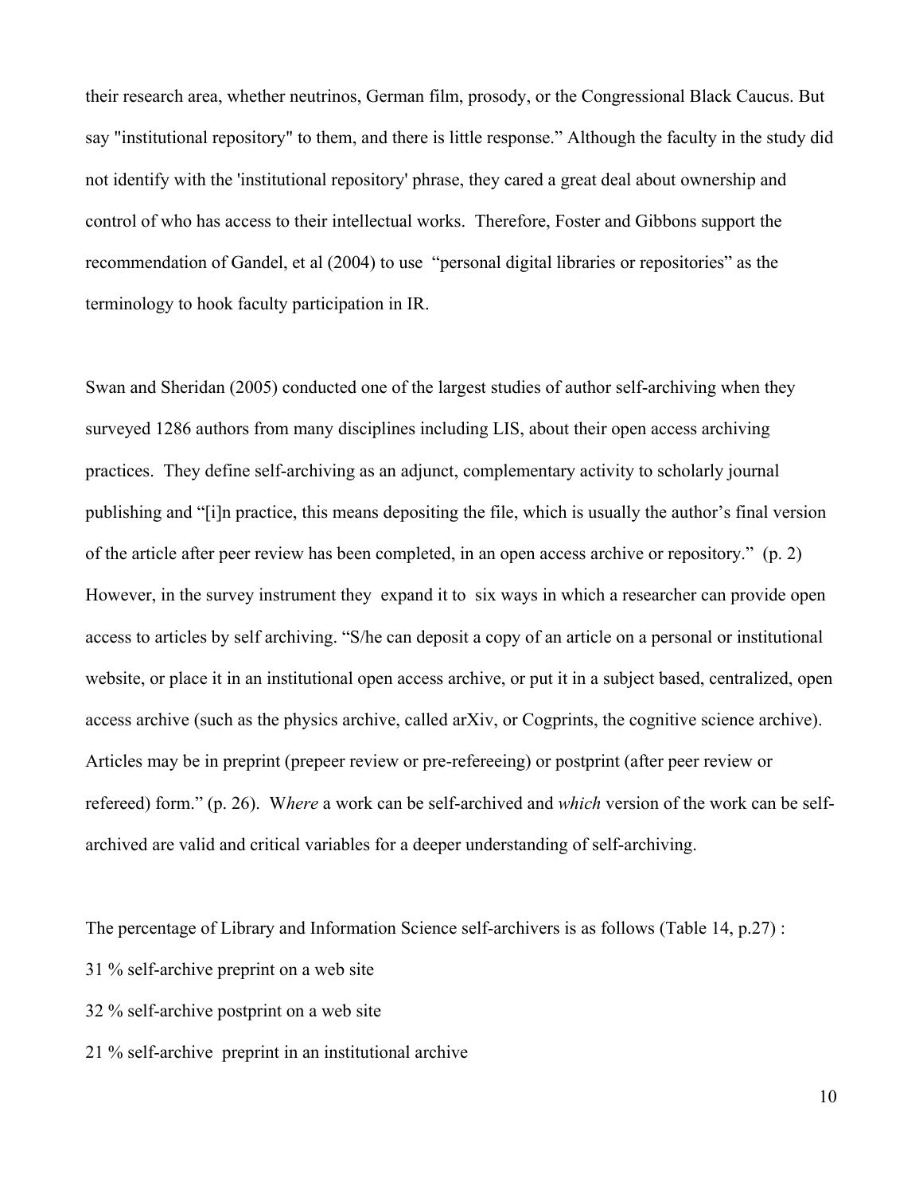their research area, whether neutrinos, German film, prosody, or the Congressional Black Caucus. But say "institutional repository" to them, and there is little response." Although the faculty in the study did not identify with the 'institutional repository' phrase, they cared a great deal about ownership and control of who has access to their intellectual works. Therefore, Foster and Gibbons support the recommendation of Gandel, et al (2004) to use "personal digital libraries or repositories" as the terminology to hook faculty participation in IR.

Swan and Sheridan (2005) conducted one of the largest studies of author self-archiving when they surveyed 1286 authors from many disciplines including LIS, about their open access archiving practices. They define self-archiving as an adjunct, complementary activity to scholarly journal publishing and "[i]n practice, this means depositing the file, which is usually the author's final version of the article after peer review has been completed, in an open access archive or repository." (p. 2) However, in the survey instrument they expand it to six ways in which a researcher can provide open access to articles by self archiving. "S/he can deposit a copy of an article on a personal or institutional website, or place it in an institutional open access archive, or put it in a subject based, centralized, open access archive (such as the physics archive, called arXiv, or Cogprints, the cognitive science archive). Articles may be in preprint (prepeer review or pre-refereeing) or postprint (after peer review or refereed) form." (p. 26). W*here* a work can be self-archived and *which* version of the work can be self-archived are valid and critical variables for a deeper understanding of self-archiving.

The percentage of Library and Information Science self-archivers is as follows (Table 14, p.27) :

31 % self-archive preprint on a web site

32 % self-archive postprint on a web site

21 % self-archive preprint in an institutional archive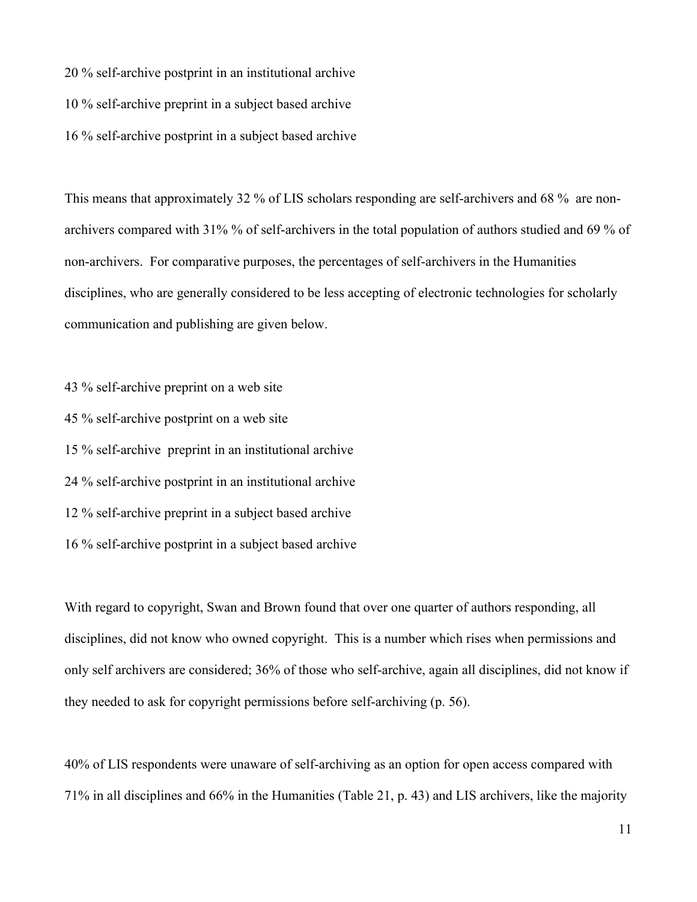20 % self-archive postprint in an institutional archive

10 % self-archive preprint in a subject based archive

16 % self-archive postprint in a subject based archive

This means that approximately 32 % of LIS scholars responding are self-archivers and 68 % are non-archivers compared with 31% % of self-archivers in the total population of authors studied and 69 % of non-archivers. For comparative purposes, the percentages of self-archivers in the Humanities disciplines, who are generally considered to be less accepting of electronic technologies for scholarly communication and publishing are given below.

43 % self-archive preprint on a web site

45 % self-archive postprint on a web site

15 % self-archive preprint in an institutional archive

24 % self-archive postprint in an institutional archive

12 % self-archive preprint in a subject based archive

16 % self-archive postprint in a subject based archive

With regard to copyright, Swan and Brown found that over one quarter of authors responding, all disciplines, did not know who owned copyright. This is a number which rises when permissions and only self archivers are considered; 36% of those who self-archive, again all disciplines, did not know if they needed to ask for copyright permissions before self-archiving (p. 56).

40% of LIS respondents were unaware of self-archiving as an option for open access compared with 71% in all disciplines and 66% in the Humanities (Table 21, p. 43) and LIS archivers, like the majority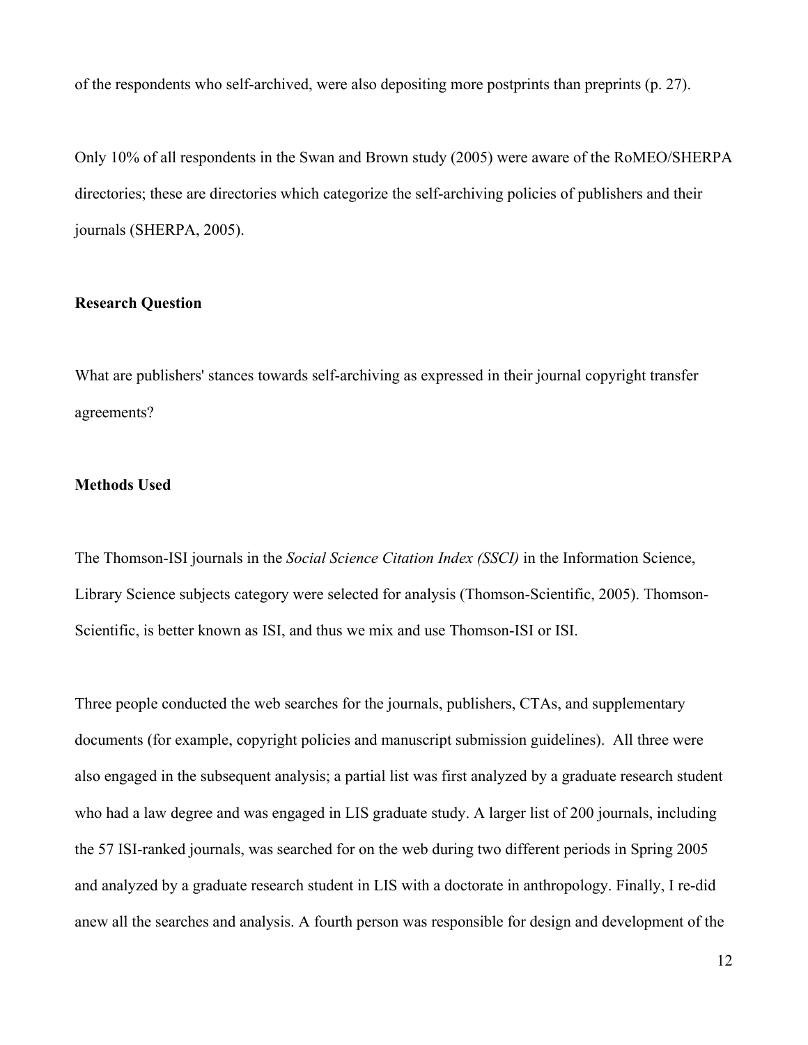of the respondents who self-archived, were also depositing more postprints than preprints (p. 27).

Only 10% of all respondents in the Swan and Brown study (2005) were aware of the RoMEO/SHERPA directories; these are directories which categorize the self-archiving policies of publishers and their journals (SHERPA, 2005).

### Research Question

What are publishers' stances towards self-archiving as expressed in their journal copyright transfer agreements?

### Methods Used

The Thomson-ISI journals in the *Social Science Citation Index (SSCI)* in the Information Science, Library Science subjects category were selected for analysis (Thomson-Scientific, 2005). Thomson-Scientific, is better known as ISI, and thus we mix and use Thomson-ISI or ISI.

Three people conducted the web searches for the journals, publishers, CTAs, and supplementary documents (for example, copyright policies and manuscript submission guidelines). All three were also engaged in the subsequent analysis; a partial list was first analyzed by a graduate research student who had a law degree and was engaged in LIS graduate study. A larger list of 200 journals, including the 57 ISI-ranked journals, was searched for on the web during two different periods in Spring 2005 and analyzed by a graduate research student in LIS with a doctorate in anthropology. Finally, I re-did anew all the searches and analysis. A fourth person was responsible for design and development of the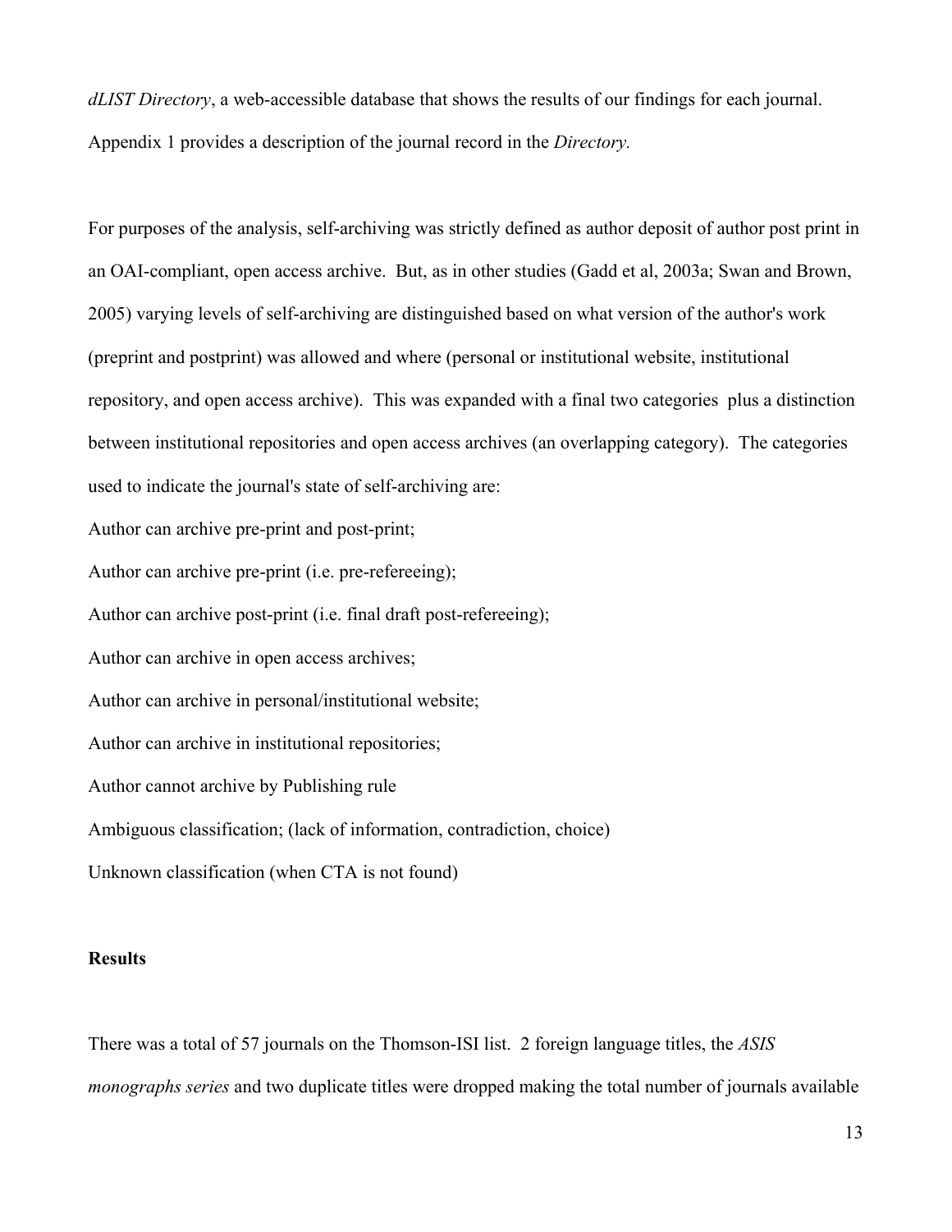*dLIST Directory*, a web-accessible database that shows the results of our findings for each journal. Appendix 1 provides a description of the journal record in the *Directory.*

For purposes of the analysis, self-archiving was strictly defined as author deposit of author post print in an OAI-compliant, open access archive. But, as in other studies (Gadd et al, 2003a; Swan and Brown, 2005) varying levels of self-archiving are distinguished based on what version of the author's work (preprint and postprint) was allowed and where (personal or institutional website, institutional repository, and open access archive). This was expanded with a final two categories plus a distinction between institutional repositories and open access archives (an overlapping category). The categories used to indicate the journal's state of self-archiving are:

Author can archive pre-print and post-print;

Author can archive pre-print (i.e. pre-refereeing);

Author can archive post-print (i.e. final draft post-refereeing);

Author can archive in open access archives;

Author can archive in personal/institutional website;

Author can archive in institutional repositories;

Author cannot archive by Publishing rule

Ambiguous classification; (lack of information, contradiction, choice)

Unknown classification (when CTA is not found)

**Results**

There was a total of 57 journals on the Thomson-ISI list. 2 foreign language titles, the *ASIS monographs series* and two duplicate titles were dropped making the total number of journals available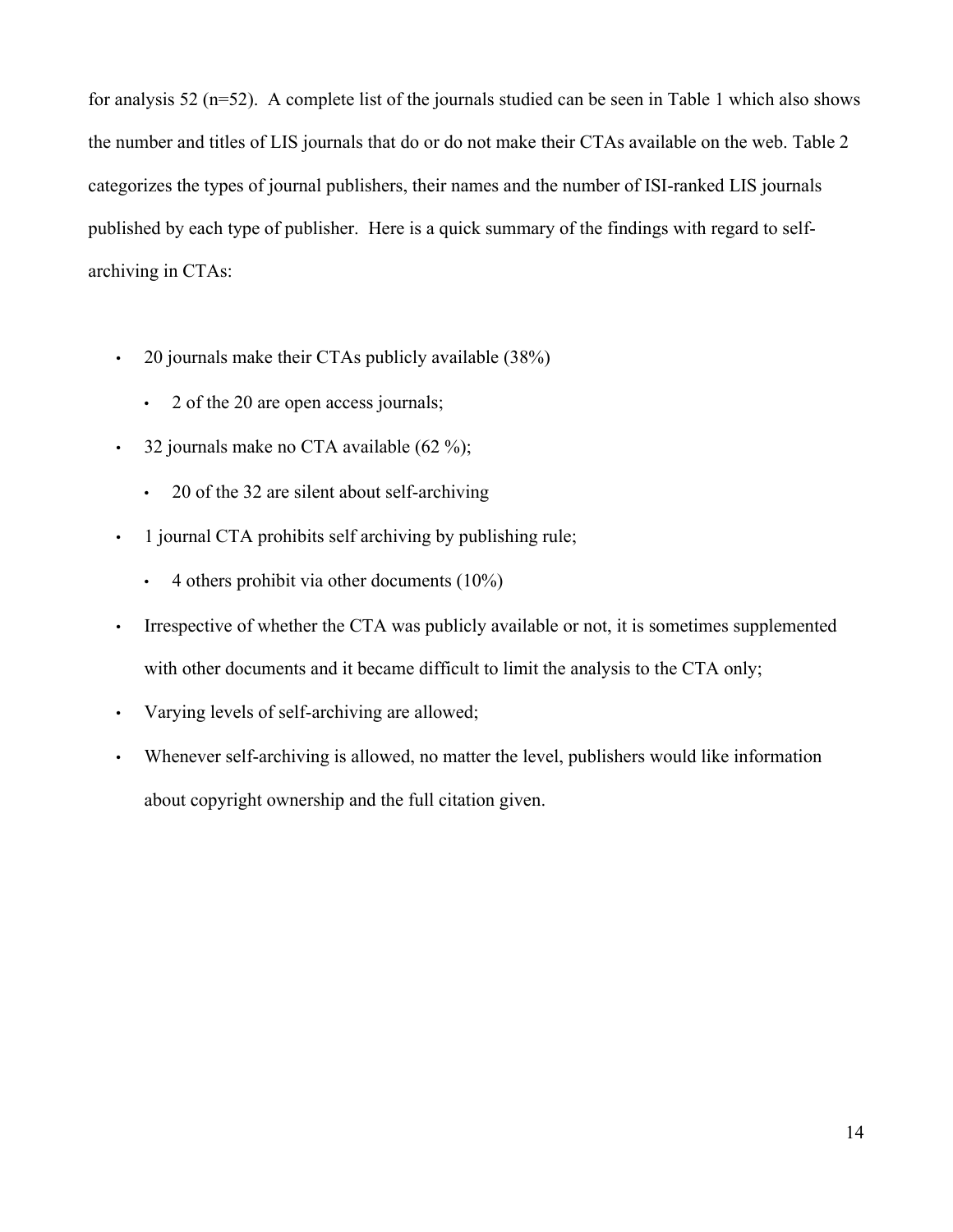for analysis 52 (n=52). A complete list of the journals studied can be seen in Table 1 which also shows the number and titles of LIS journals that do or do not make their CTAs available on the web. Table 2 categorizes the types of journal publishers, their names and the number of ISI-ranked LIS journals published by each type of publisher. Here is a quick summary of the findings with regard to self-archiving in CTAs:

- 20 journals make their CTAs publicly available (38%)
  - 2 of the 20 are open access journals;
- 32 journals make no CTA available (62 %);
  - 20 of the 32 are silent about self-archiving
- 1 journal CTA prohibits self archiving by publishing rule;
  - 4 others prohibit via other documents (10%)
- Irrespective of whether the CTA was publicly available or not, it is sometimes supplemented with other documents and it became difficult to limit the analysis to the CTA only;
- Varying levels of self-archiving are allowed;
- Whenever self-archiving is allowed, no matter the level, publishers would like information about copyright ownership and the full citation given.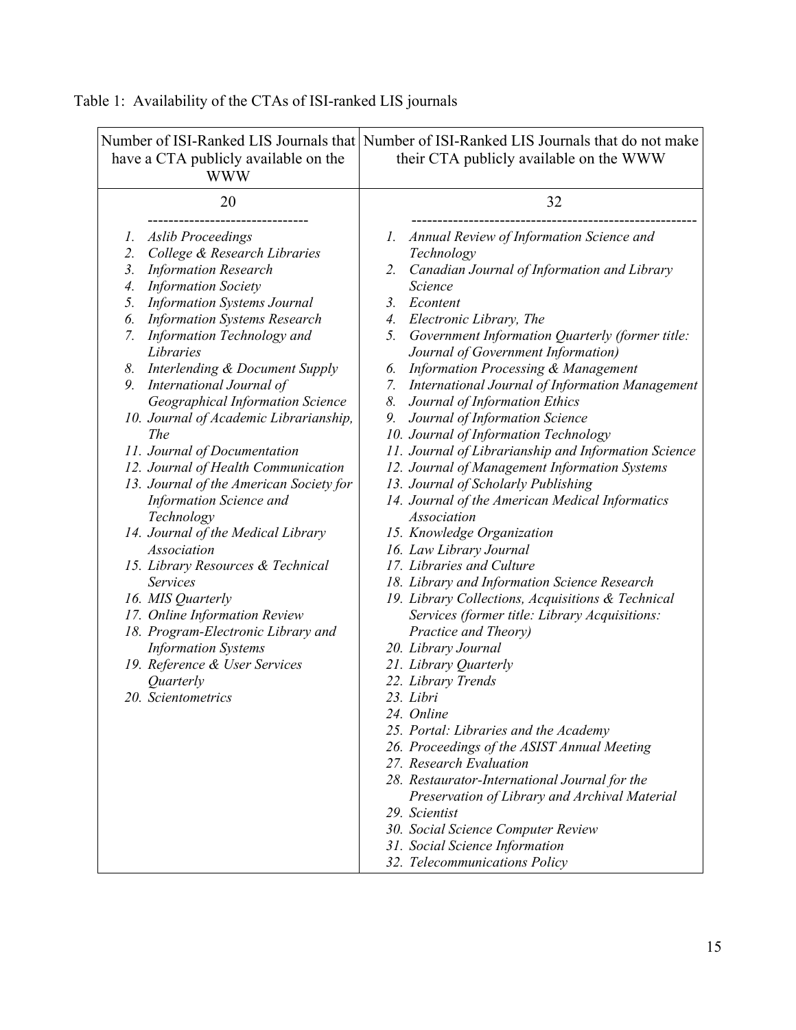Table 1: Availability of the CTAs of ISI-ranked LIS journals

| Number of ISI-Ranked LIS Journals that have a CTA publicly available on the WWW | Number of ISI-Ranked LIS Journals that do not make their CTA publicly available on the WWW |
|---|---|
| 20 | 32 |
| 1. *Aslib Proceedings* | 1. *Annual Review of Information Science and Technology* |
| 2. *College & Research Libraries* | 2. *Canadian Journal of Information and Library Science* |
| 3. *Information Research* | 3. *Econtent* |
| 4. *Information Society* | 4. *Electronic Library, The* |
| 5. *Information Systems Journal* | 5. *Government Information Quarterly (former title: Journal of Government Information)* |
| 6. *Information Systems Research* | 6. *Information Processing & Management* |
| 7. *Information Technology and Libraries* | 7. *International Journal of Information Management* |
| 8. *Interlending & Document Supply* | 8. *Journal of Information Ethics* |
| 9. *International Journal of Geographical Information Science* | 9. *Journal of Information Science* |
| 10. *Journal of Academic Librarianship, The* | 10. *Journal of Information Technology* |
| 11. *Journal of Documentation* | 11. *Journal of Librarianship and Information Science* |
| 12. *Journal of Health Communication* | 12. *Journal of Management Information Systems* |
| 13. *Journal of the American Society for Information Science and Technology* | 13. *Journal of Scholarly Publishing* |
| 14. *Journal of the Medical Library Association* | 14. *Journal of the American Medical Informatics Association* |
| 15. *Library Resources & Technical Services* | 15. *Knowledge Organization* |
| 16. *MIS Quarterly* | 16. *Law Library Journal* |
| 17. *Online Information Review* | 17. *Libraries and Culture* |
| 18. *Program-Electronic Library and Information Systems* | 18. *Library and Information Science Research* |
| 19. *Reference & User Services Quarterly* | 19. *Library Collections, Acquisitions & Technical Services (former title: Library Acquisitions: Practice and Theory)* |
| 20. *Scientometrics* | 20. *Library Journal* |
| | 21. *Library Quarterly* |
| | 22. *Library Trends* |
| | 23. *Libri* |
| | 24. *Online* |
| | 25. *Portal: Libraries and the Academy* |
| | 26. *Proceedings of the ASIST Annual Meeting* |
| | 27. *Research Evaluation* |
| | 28. *Restaurator-International Journal for the Preservation of Library and Archival Material* |
| | 29. *Scientist* |
| | 30. *Social Science Computer Review* |
| | 31. *Social Science Information* |
| | 32. *Telecommunications Policy* |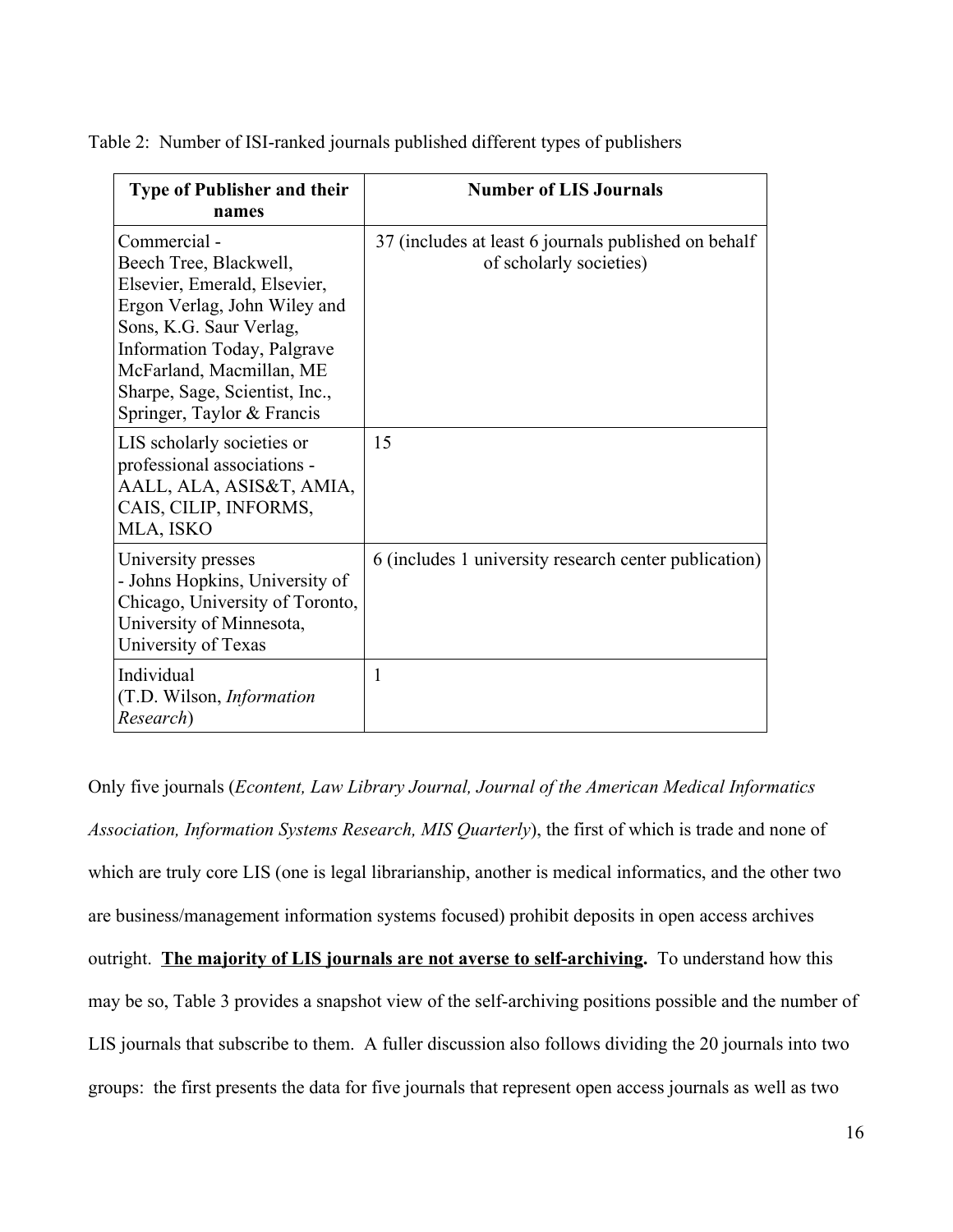Table 2: Number of ISI-ranked journals published different types of publishers

| Type of Publisher and their names | Number of LIS Journals |
| --- | --- |
| Commercial - Beech Tree, Blackwell, Elsevier, Emerald, Elsevier, Ergon Verlag, John Wiley and Sons, K.G. Saur Verlag, Information Today, Palgrave McFarland, Macmillan, ME Sharpe, Sage, Scientist, Inc., Springer, Taylor & Francis | 37 (includes at least 6 journals published on behalf of scholarly societies) |
| LIS scholarly societies or professional associations - AALL, ALA, ASIS&T, AMIA, CAIS, CILIP, INFORMS, MLA, ISKO | 15 |
| University presses - Johns Hopkins, University of Chicago, University of Toronto, University of Minnesota, University of Texas | 6 (includes 1 university research center publication) |
| Individual (T.D. Wilson, *Information Research*) | 1 |

Only five journals (*Econtent, Law Library Journal, Journal of the American Medical Informatics Association, Information Systems Research, MIS Quarterly*), the first of which is trade and none of which are truly core LIS (one is legal librarianship, another is medical informatics, and the other two are business/management information systems focused) prohibit deposits in open access archives outright. **The majority of LIS journals are not averse to self-archiving.** To understand how this may be so, Table 3 provides a snapshot view of the self-archiving positions possible and the number of LIS journals that subscribe to them. A fuller discussion also follows dividing the 20 journals into two groups: the first presents the data for five journals that represent open access journals as well as two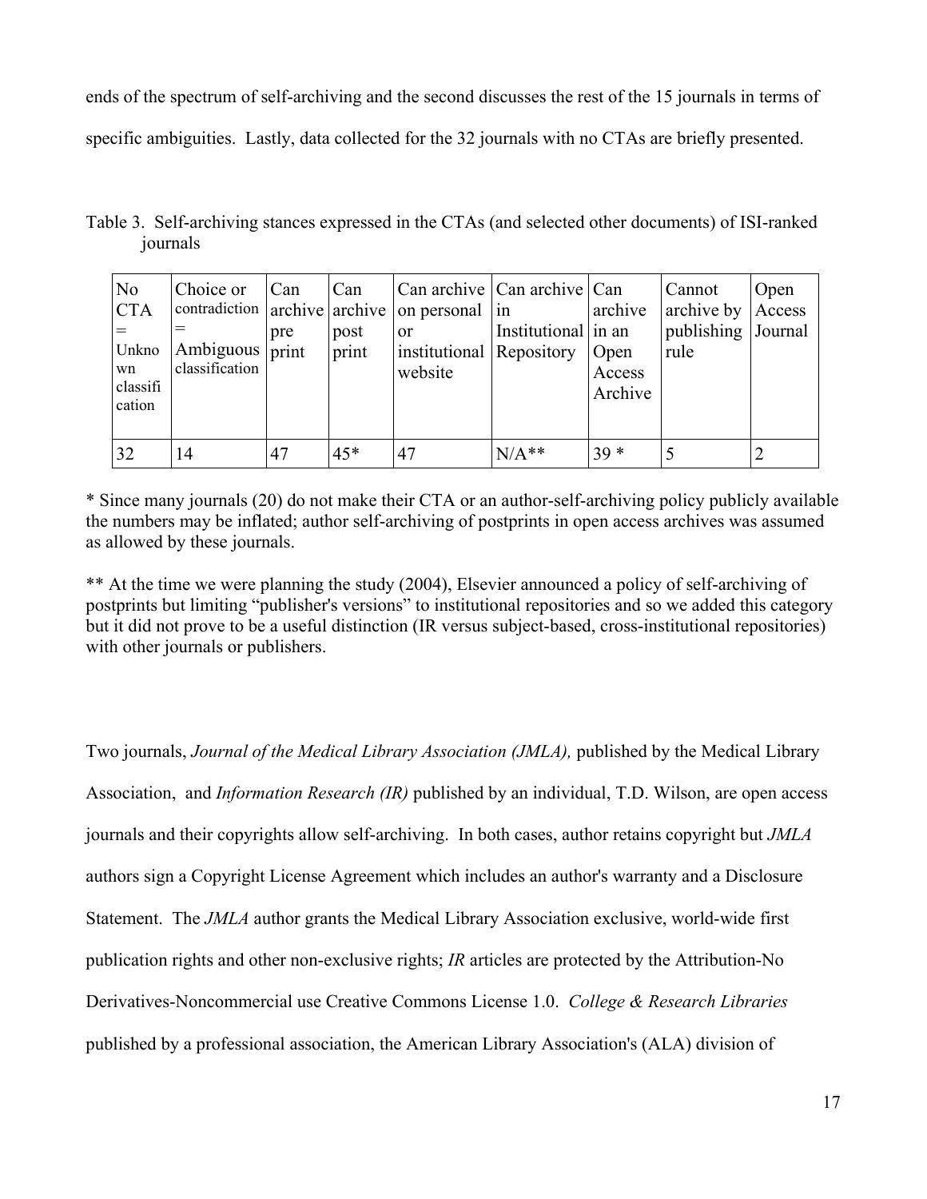ends of the spectrum of self-archiving and the second discusses the rest of the 15 journals in terms of specific ambiguities. Lastly, data collected for the 32 journals with no CTAs are briefly presented.

Table 3. Self-archiving stances expressed in the CTAs (and selected other documents) of ISI-ranked journals

| No CTA = Unknown classification | Choice or contradiction = Ambiguous classification | Can archive pre print | Can archive post print | Can archive on personal or institutional website | Can archive in Institutional Repository | Can archive in an Open Access Archive | Cannot archive by publishing rule | Open Access Journal |
|---|---|---|---|---|---|---|---|---|
| 32 | 14 | 47 | 45* | 47 | N/A** | 39 * | 5 | 2 |

* Since many journals (20) do not make their CTA or an author-self-archiving policy publicly available the numbers may be inflated; author self-archiving of postprints in open access archives was assumed as allowed by these journals.

** At the time we were planning the study (2004), Elsevier announced a policy of self-archiving of postprints but limiting "publisher's versions" to institutional repositories and so we added this category but it did not prove to be a useful distinction (IR versus subject-based, cross-institutional repositories) with other journals or publishers.

Two journals, *Journal of the Medical Library Association (JMLA),* published by the Medical Library Association, and *Information Research (IR)* published by an individual, T.D. Wilson, are open access journals and their copyrights allow self-archiving. In both cases, author retains copyright but *JMLA* authors sign a Copyright License Agreement which includes an author's warranty and a Disclosure Statement. The *JMLA* author grants the Medical Library Association exclusive, world-wide first publication rights and other non-exclusive rights; *IR* articles are protected by the Attribution-No Derivatives-Noncommercial use Creative Commons License 1.0. *College & Research Libraries* published by a professional association, the American Library Association's (ALA) division of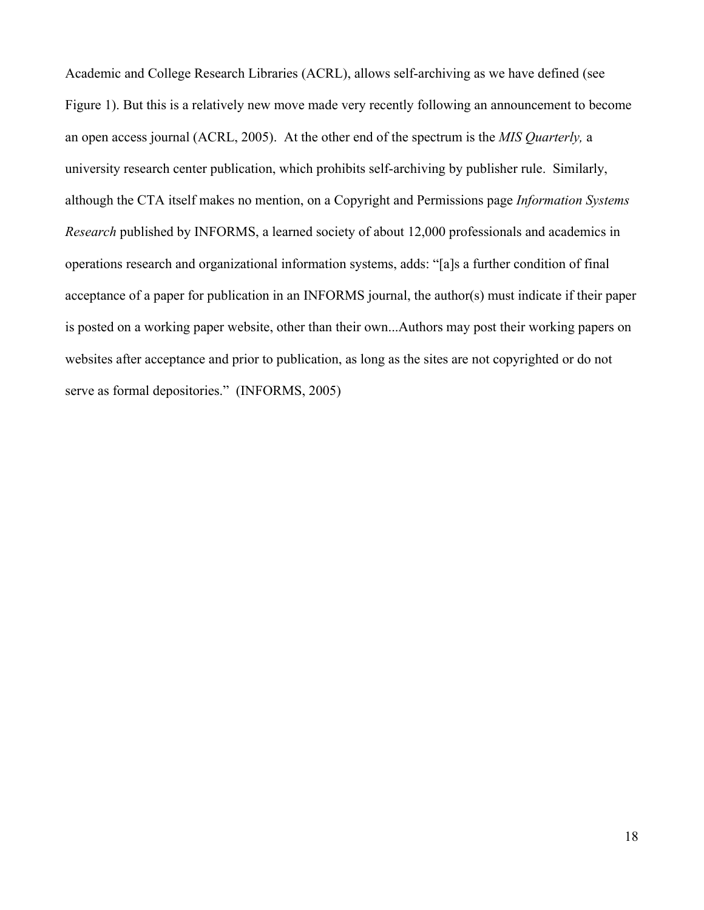Academic and College Research Libraries (ACRL), allows self-archiving as we have defined (see Figure 1). But this is a relatively new move made very recently following an announcement to become an open access journal (ACRL, 2005). At the other end of the spectrum is the *MIS Quarterly,* a university research center publication, which prohibits self-archiving by publisher rule. Similarly, although the CTA itself makes no mention, on a Copyright and Permissions page *Information Systems Research* published by INFORMS, a learned society of about 12,000 professionals and academics in operations research and organizational information systems, adds: "[a]s a further condition of final acceptance of a paper for publication in an INFORMS journal, the author(s) must indicate if their paper is posted on a working paper website, other than their own...Authors may post their working papers on websites after acceptance and prior to publication, as long as the sites are not copyrighted or do not serve as formal depositories." (INFORMS, 2005)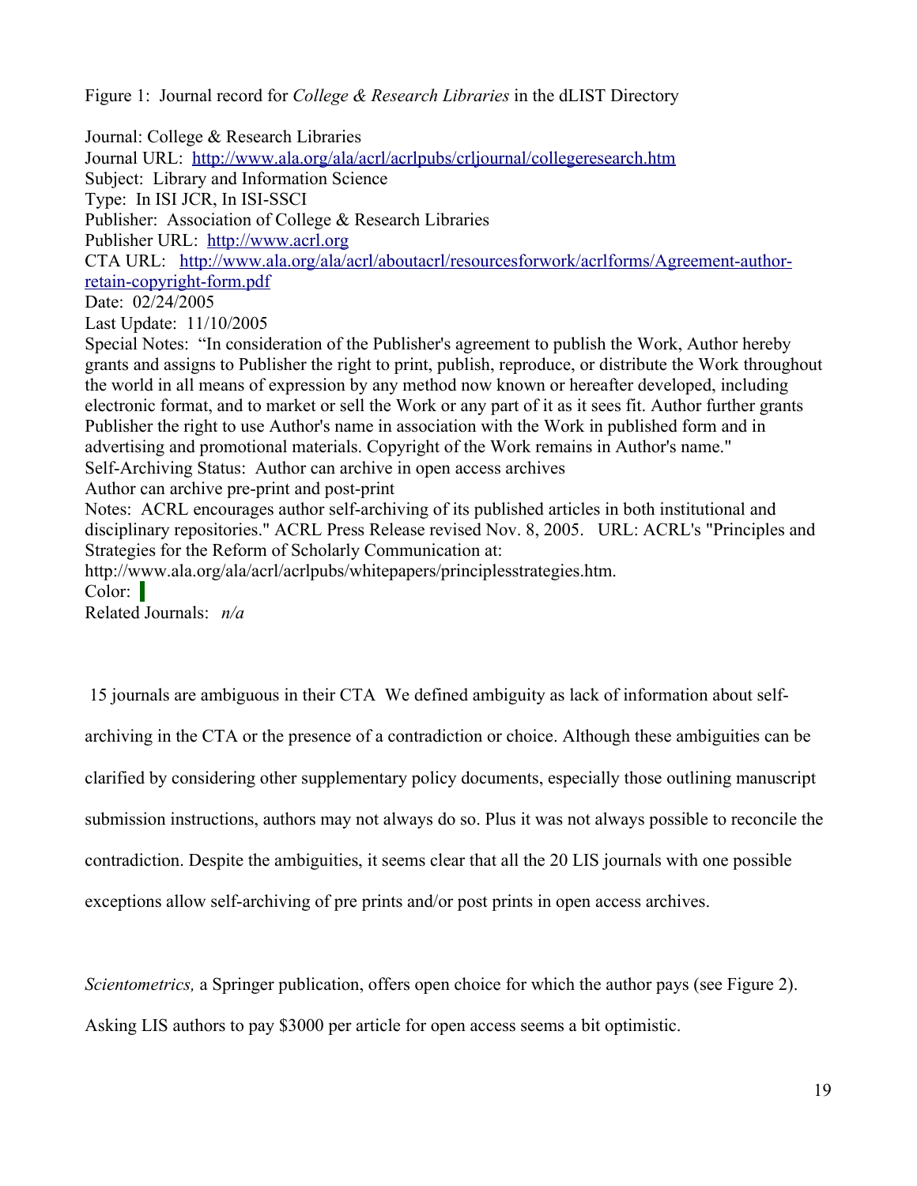Figure 1: Journal record for *College & Research Libraries* in the dLIST Directory

Journal: College & Research Libraries
Journal URL: http://www.ala.org/ala/acrl/acrlpubs/crljournal/collegeresearch.htm
Subject: Library and Information Science
Type: In ISI JCR, In ISI-SSCI
Publisher: Association of College & Research Libraries
Publisher URL: http://www.acrl.org
CTA URL: http://www.ala.org/ala/acrl/aboutacrl/resourcesforwork/acrlforms/Agreement-author-retain-copyright-form.pdf
Date: 02/24/2005
Last Update: 11/10/2005
Special Notes: "In consideration of the Publisher's agreement to publish the Work, Author hereby grants and assigns to Publisher the right to print, publish, reproduce, or distribute the Work throughout the world in all means of expression by any method now known or hereafter developed, including electronic format, and to market or sell the Work or any part of it as it sees fit. Author further grants Publisher the right to use Author's name in association with the Work in published form and in advertising and promotional materials. Copyright of the Work remains in Author's name."
Self-Archiving Status: Author can archive in open access archives
Author can archive pre-print and post-print
Notes: ACRL encourages author self-archiving of its published articles in both institutional and disciplinary repositories." ACRL Press Release revised Nov. 8, 2005. URL: ACRL's "Principles and Strategies for the Reform of Scholarly Communication at:
http://www.ala.org/ala/acrl/acrlpubs/whitepapers/principlesstrategies.htm.
Color:
Related Journals: *n/a*

15 journals are ambiguous in their CTA We defined ambiguity as lack of information about self-archiving in the CTA or the presence of a contradiction or choice. Although these ambiguities can be clarified by considering other supplementary policy documents, especially those outlining manuscript submission instructions, authors may not always do so. Plus it was not always possible to reconcile the contradiction. Despite the ambiguities, it seems clear that all the 20 LIS journals with one possible exceptions allow self-archiving of pre prints and/or post prints in open access archives.

*Scientometrics,* a Springer publication, offers open choice for which the author pays (see Figure 2). Asking LIS authors to pay $3000 per article for open access seems a bit optimistic.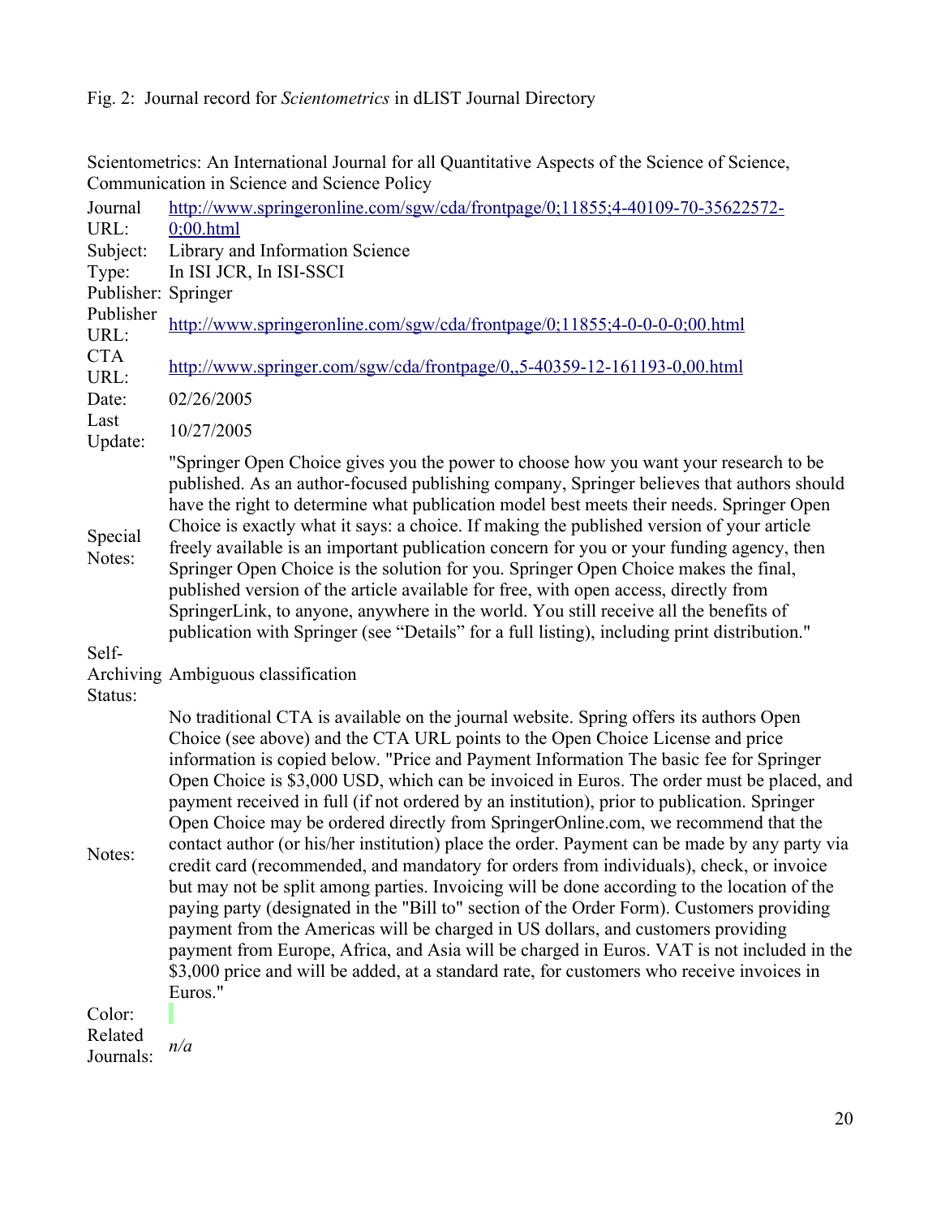Fig. 2: Journal record for *Scientometrics* in dLIST Journal Directory

Scientometrics: An International Journal for all Quantitative Aspects of the Science of Science, Communication in Science and Science Policy

| | |
|---|---|
| Journal URL: | http://www.springeronline.com/sgw/cda/frontpage/0;11855;4-40109-70-35622572-0;00.html |
| Subject: | Library and Information Science |
| Type: | In ISI JCR, In ISI-SSCI |
| Publisher: | Springer |
| Publisher URL: | http://www.springeronline.com/sgw/cda/frontpage/0;11855;4-0-0-0-0;00.html |
| CTA URL: | http://www.springer.com/sgw/cda/frontpage/0,,5-40359-12-161193-0,00.html |
| Date: | 02/26/2005 |
| Last Update: | 10/27/2005 |
| Special Notes: | "Springer Open Choice gives you the power to choose how you want your research to be published. As an author-focused publishing company, Springer believes that authors should have the right to determine what publication model best meets their needs. Springer Open Choice is exactly what it says: a choice. If making the published version of your article freely available is an important publication concern for you or your funding agency, then Springer Open Choice is the solution for you. Springer Open Choice makes the final, published version of the article available for free, with open access, directly from SpringerLink, to anyone, anywhere in the world. You still receive all the benefits of publication with Springer (see "Details" for a full listing), including print distribution." |
| Self-Archiving Status: | Ambiguous classification |
| Notes: | No traditional CTA is available on the journal website. Spring offers its authors Open Choice (see above) and the CTA URL points to the Open Choice License and price information is copied below. "Price and Payment Information The basic fee for Springer Open Choice is $3,000 USD, which can be invoiced in Euros. The order must be placed, and payment received in full (if not ordered by an institution), prior to publication. Springer Open Choice may be ordered directly from SpringerOnline.com, we recommend that the contact author (or his/her institution) place the order. Payment can be made by any party via credit card (recommended, and mandatory for orders from individuals), check, or invoice but may not be split among parties. Invoicing will be done according to the location of the paying party (designated in the "Bill to" section of the Order Form). Customers providing payment from the Americas will be charged in US dollars, and customers providing payment from Europe, Africa, and Asia will be charged in Euros. VAT is not included in the $3,000 price and will be added, at a standard rate, for customers who receive invoices in Euros." |
| Color: | |
| Related Journals: | *n/a* |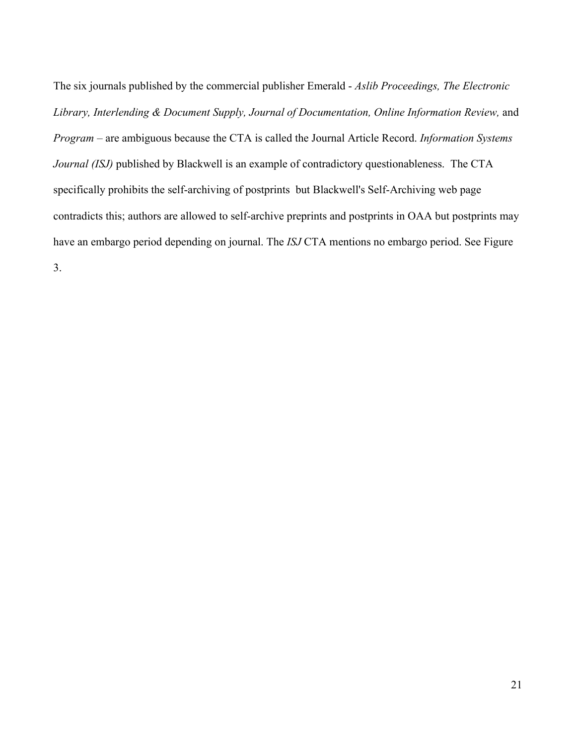The six journals published by the commercial publisher Emerald - *Aslib Proceedings, The Electronic Library, Interlending & Document Supply, Journal of Documentation, Online Information Review,* and *Program* – are ambiguous because the CTA is called the Journal Article Record. *Information Systems Journal (ISJ)* published by Blackwell is an example of contradictory questionableness. The CTA specifically prohibits the self-archiving of postprints but Blackwell's Self-Archiving web page contradicts this; authors are allowed to self-archive preprints and postprints in OAA but postprints may have an embargo period depending on journal. The *ISJ* CTA mentions no embargo period. See Figure 3.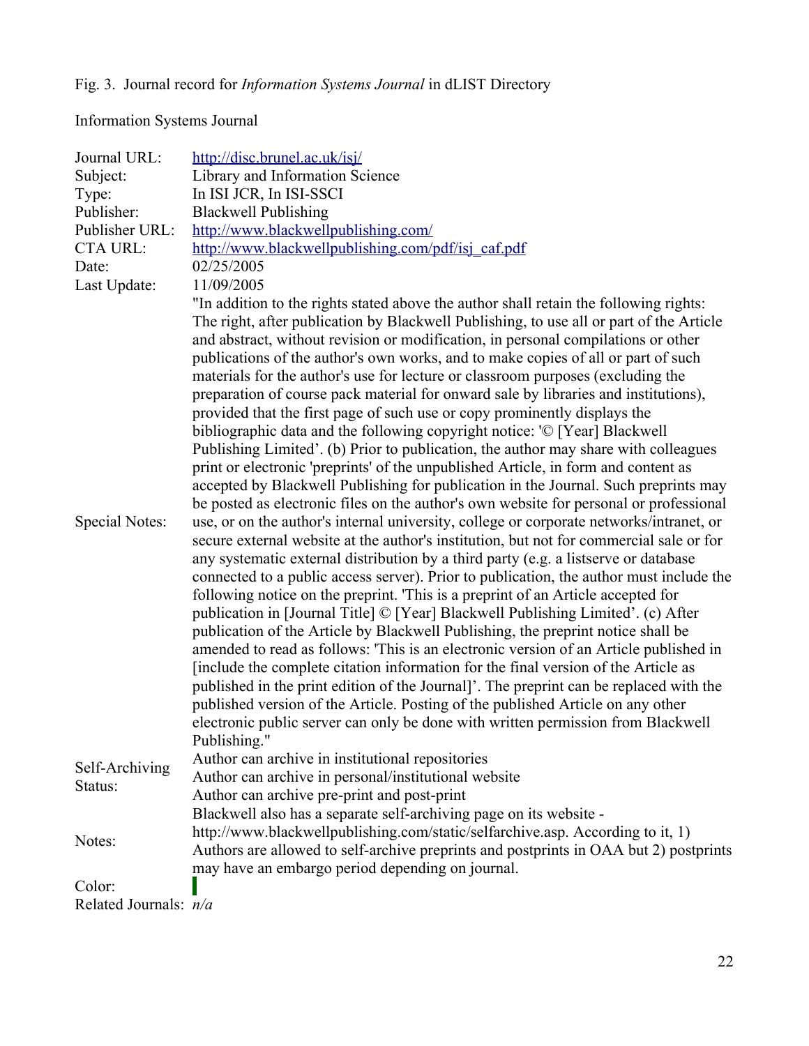Fig. 3. Journal record for *Information Systems Journal* in dLIST Directory

Information Systems Journal

| | |
|---|---|
| Journal URL: | http://disc.brunel.ac.uk/isj/ |
| Subject: | Library and Information Science |
| Type: | In ISI JCR, In ISI-SSCI |
| Publisher: | Blackwell Publishing |
| Publisher URL: | http://www.blackwellpublishing.com/ |
| CTA URL: | http://www.blackwellpublishing.com/pdf/isj_caf.pdf |
| Date: | 02/25/2005 |
| Last Update: | 11/09/2005 |
| Special Notes: | "In addition to the rights stated above the author shall retain the following rights: The right, after publication by Blackwell Publishing, to use all or part of the Article and abstract, without revision or modification, in personal compilations or other publications of the author's own works, and to make copies of all or part of such materials for the author's use for lecture or classroom purposes (excluding the preparation of course pack material for onward sale by libraries and institutions), provided that the first page of such use or copy prominently displays the bibliographic data and the following copyright notice: '© [Year] Blackwell Publishing Limited'. (b) Prior to publication, the author may share with colleagues print or electronic 'preprints' of the unpublished Article, in form and content as accepted by Blackwell Publishing for publication in the Journal. Such preprints may be posted as electronic files on the author's own website for personal or professional use, or on the author's internal university, college or corporate networks/intranet, or secure external website at the author's institution, but not for commercial sale or for any systematic external distribution by a third party (e.g. a listserve or database connected to a public access server). Prior to publication, the author must include the following notice on the preprint. 'This is a preprint of an Article accepted for publication in [Journal Title] © [Year] Blackwell Publishing Limited'. (c) After publication of the Article by Blackwell Publishing, the preprint notice shall be amended to read as follows: 'This is an electronic version of an Article published in [include the complete citation information for the final version of the Article as published in the print edition of the Journal]'. The preprint can be replaced with the published version of the Article. Posting of the published Article on any other electronic public server can only be done with written permission from Blackwell Publishing." |
| Self-Archiving Status: | Author can archive in institutional repositories<br>Author can archive in personal/institutional website<br>Author can archive pre-print and post-print |
| Notes: | Blackwell also has a separate self-archiving page on its website - http://www.blackwellpublishing.com/static/selfarchive.asp. According to it, 1) Authors are allowed to self-archive preprints and postprints in OAA but 2) postprints may have an embargo period depending on journal. |
| Color: | |
| Related Journals: | *n/a* |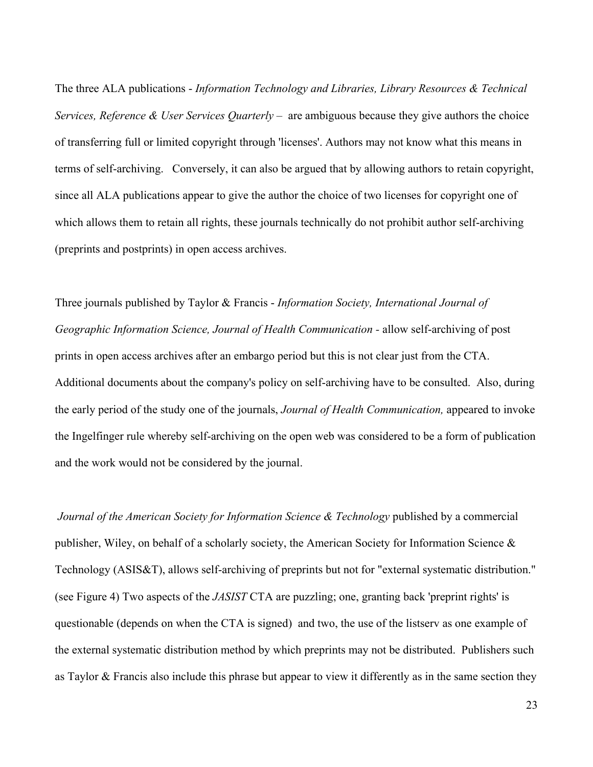The three ALA publications - *Information Technology and Libraries, Library Resources & Technical Services, Reference & User Services Quarterly* – are ambiguous because they give authors the choice of transferring full or limited copyright through 'licenses'. Authors may not know what this means in terms of self-archiving. Conversely, it can also be argued that by allowing authors to retain copyright, since all ALA publications appear to give the author the choice of two licenses for copyright one of which allows them to retain all rights, these journals technically do not prohibit author self-archiving (preprints and postprints) in open access archives.

Three journals published by Taylor & Francis - *Information Society, International Journal of Geographic Information Science, Journal of Health Communication* - allow self-archiving of post prints in open access archives after an embargo period but this is not clear just from the CTA. Additional documents about the company's policy on self-archiving have to be consulted. Also, during the early period of the study one of the journals, *Journal of Health Communication,* appeared to invoke the Ingelfinger rule whereby self-archiving on the open web was considered to be a form of publication and the work would not be considered by the journal.

*Journal of the American Society for Information Science & Technology* published by a commercial publisher, Wiley, on behalf of a scholarly society, the American Society for Information Science & Technology (ASIS&T), allows self-archiving of preprints but not for "external systematic distribution." (see Figure 4) Two aspects of the *JASIST* CTA are puzzling; one, granting back 'preprint rights' is questionable (depends on when the CTA is signed) and two, the use of the listserv as one example of the external systematic distribution method by which preprints may not be distributed. Publishers such as Taylor & Francis also include this phrase but appear to view it differently as in the same section they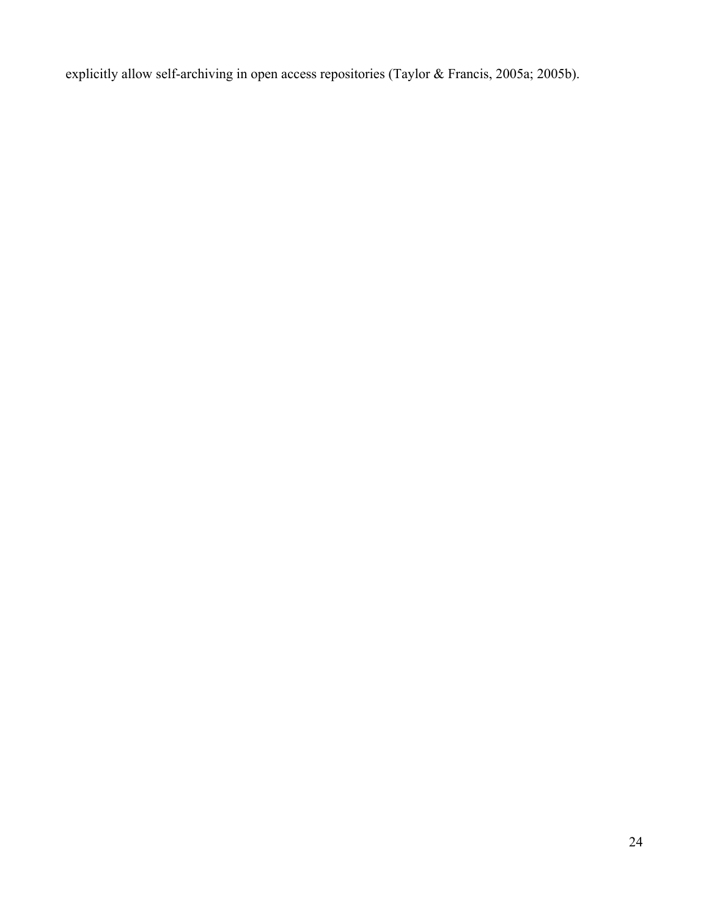explicitly allow self-archiving in open access repositories (Taylor & Francis, 2005a; 2005b).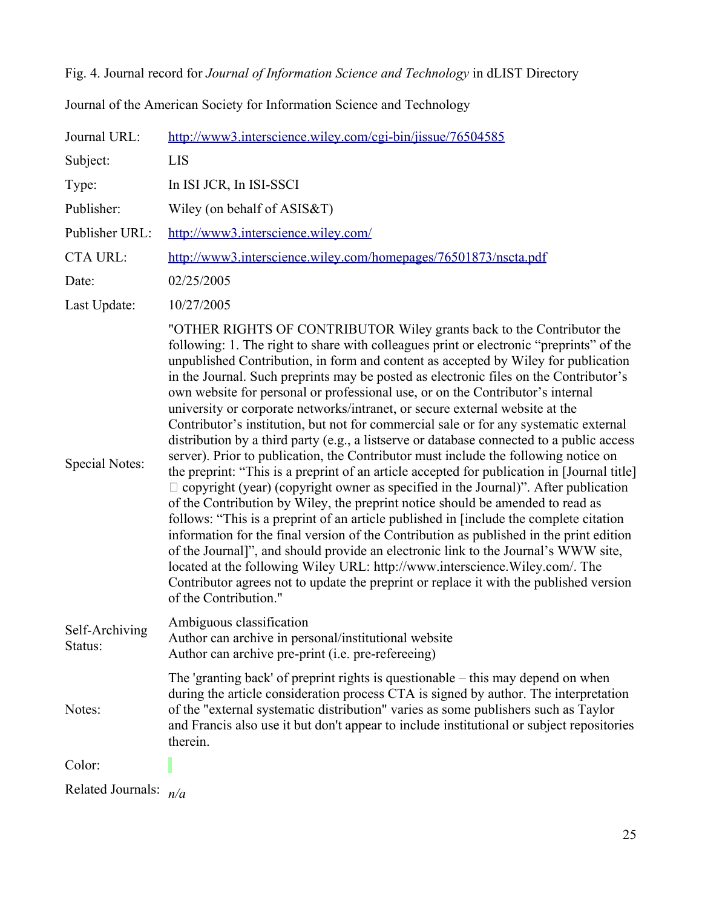Fig. 4. Journal record for *Journal of Information Science and Technology* in dLIST Directory

Journal of the American Society for Information Science and Technology

| | |
|---|---|
| Journal URL: | http://www3.interscience.wiley.com/cgi-bin/jissue/76504585 |
| Subject: | LIS |
| Type: | In ISI JCR, In ISI-SSCI |
| Publisher: | Wiley (on behalf of ASIS&T) |
| Publisher URL: | http://www3.interscience.wiley.com/ |
| CTA URL: | http://www3.interscience.wiley.com/homepages/76501873/nscta.pdf |
| Date: | 02/25/2005 |
| Last Update: | 10/27/2005 |
| Special Notes: | "OTHER RIGHTS OF CONTRIBUTOR Wiley grants back to the Contributor the following: 1. The right to share with colleagues print or electronic “preprints” of the unpublished Contribution, in form and content as accepted by Wiley for publication in the Journal. Such preprints may be posted as electronic files on the Contributor’s own website for personal or professional use, or on the Contributor’s internal university or corporate networks/intranet, or secure external website at the Contributor’s institution, but not for commercial sale or for any systematic external distribution by a third party (e.g., a listserve or database connected to a public access server). Prior to publication, the Contributor must include the following notice on the preprint: “This is a preprint of an article accepted for publication in [Journal title]  copyright (year) (copyright owner as specified in the Journal)”. After publication of the Contribution by Wiley, the preprint notice should be amended to read as follows: “This is a preprint of an article published in [include the complete citation information for the final version of the Contribution as published in the print edition of the Journal]”, and should provide an electronic link to the Journal’s WWW site, located at the following Wiley URL: http://www.interscience.Wiley.com/. The Contributor agrees not to update the preprint or replace it with the published version of the Contribution." |
| Self-Archiving Status: | Ambiguous classification<br>Author can archive in personal/institutional website<br>Author can archive pre-print (i.e. pre-refereeing) |
| Notes: | The 'granting back' of preprint rights is questionable – this may depend on when during the article consideration process CTA is signed by author. The interpretation of the "external systematic distribution" varies as some publishers such as Taylor and Francis also use it but don't appear to include institutional or subject repositories therein. |
| Color: | |
| Related Journals: | *n/a* |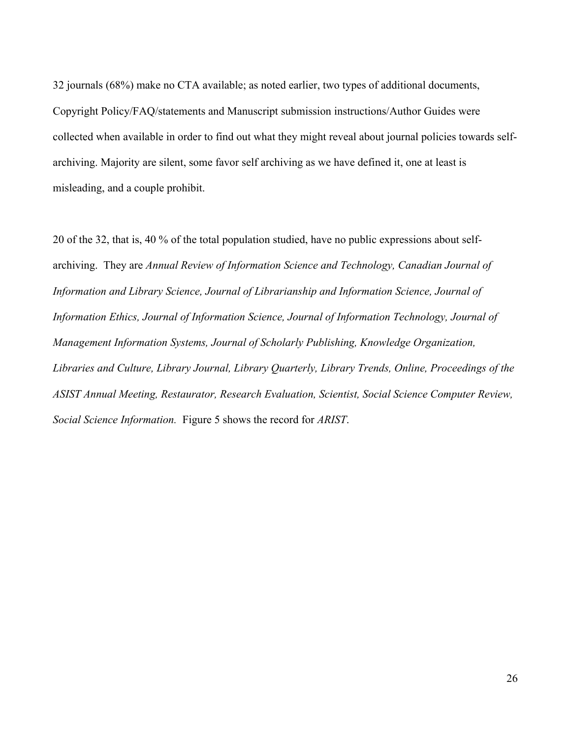32 journals (68%) make no CTA available; as noted earlier, two types of additional documents, Copyright Policy/FAQ/statements and Manuscript submission instructions/Author Guides were collected when available in order to find out what they might reveal about journal policies towards self-archiving. Majority are silent, some favor self archiving as we have defined it, one at least is misleading, and a couple prohibit.

20 of the 32, that is, 40 % of the total population studied, have no public expressions about self-archiving. They are *Annual Review of Information Science and Technology, Canadian Journal of Information and Library Science, Journal of Librarianship and Information Science, Journal of Information Ethics, Journal of Information Science, Journal of Information Technology, Journal of Management Information Systems, Journal of Scholarly Publishing, Knowledge Organization, Libraries and Culture, Library Journal, Library Quarterly, Library Trends, Online, Proceedings of the ASIST Annual Meeting, Restaurator, Research Evaluation, Scientist, Social Science Computer Review, Social Science Information.* Figure 5 shows the record for *ARIST*.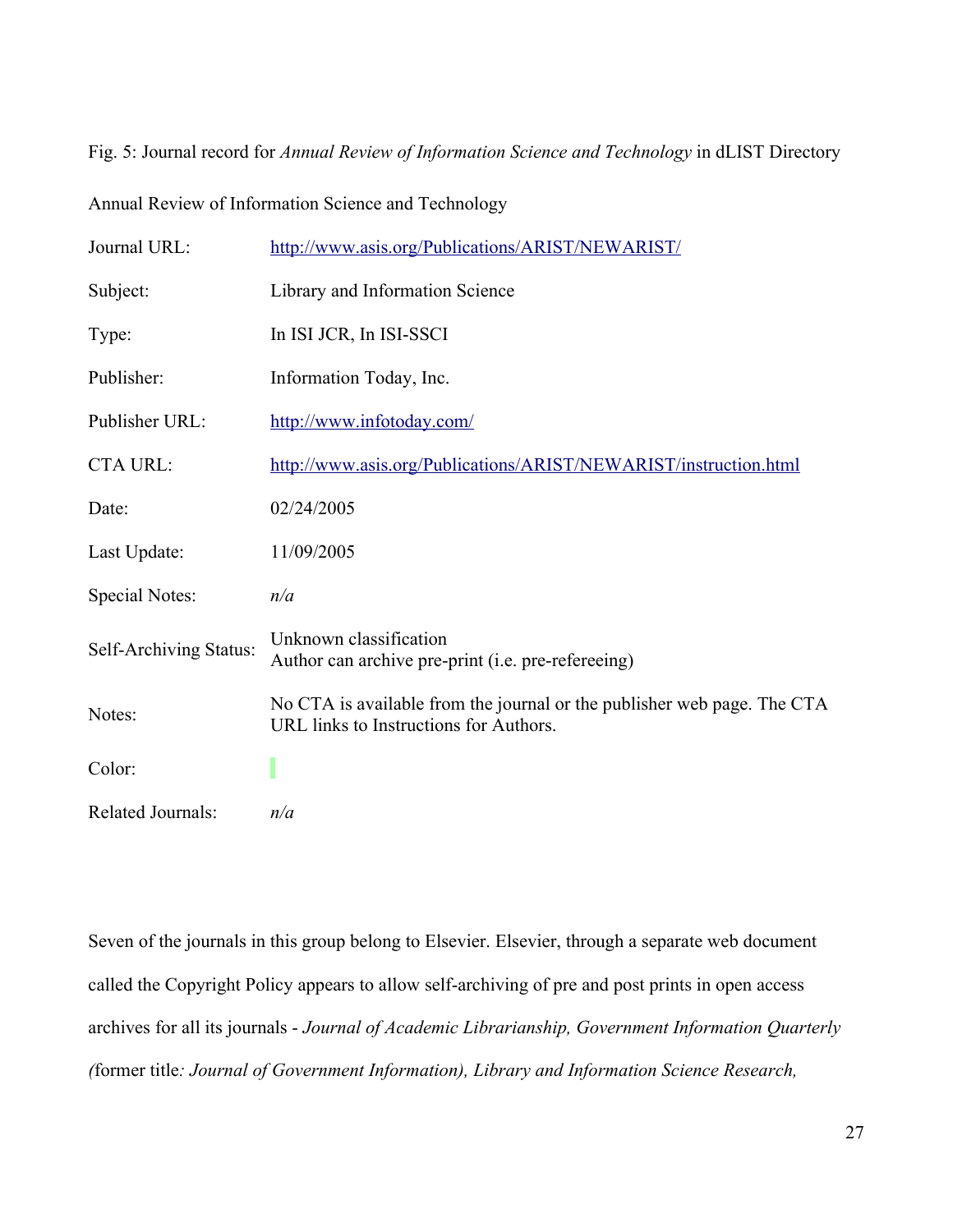Fig. 5: Journal record for *Annual Review of Information Science and Technology* in dLIST Directory

Annual Review of Information Science and Technology

| | |
|---|---|
| Journal URL: | http://www.asis.org/Publications/ARIST/NEWARIST/ |
| Subject: | Library and Information Science |
| Type: | In ISI JCR, In ISI-SSCI |
| Publisher: | Information Today, Inc. |
| Publisher URL: | http://www.infotoday.com/ |
| CTA URL: | http://www.asis.org/Publications/ARIST/NEWARIST/instruction.html |
| Date: | 02/24/2005 |
| Last Update: | 11/09/2005 |
| Special Notes: | *n/a* |
| Self-Archiving Status: | Unknown classification<br>Author can archive pre-print (i.e. pre-refereeing) |
| Notes: | No CTA is available from the journal or the publisher web page. The CTA URL links to Instructions for Authors. |
| Color: | |
| Related Journals: | *n/a* |

Seven of the journals in this group belong to Elsevier. Elsevier, through a separate web document called the Copyright Policy appears to allow self-archiving of pre and post prints in open access archives for all its journals - *Journal of Academic Librarianship, Government Information Quarterly (*former title*: Journal of Government Information), Library and Information Science Research,*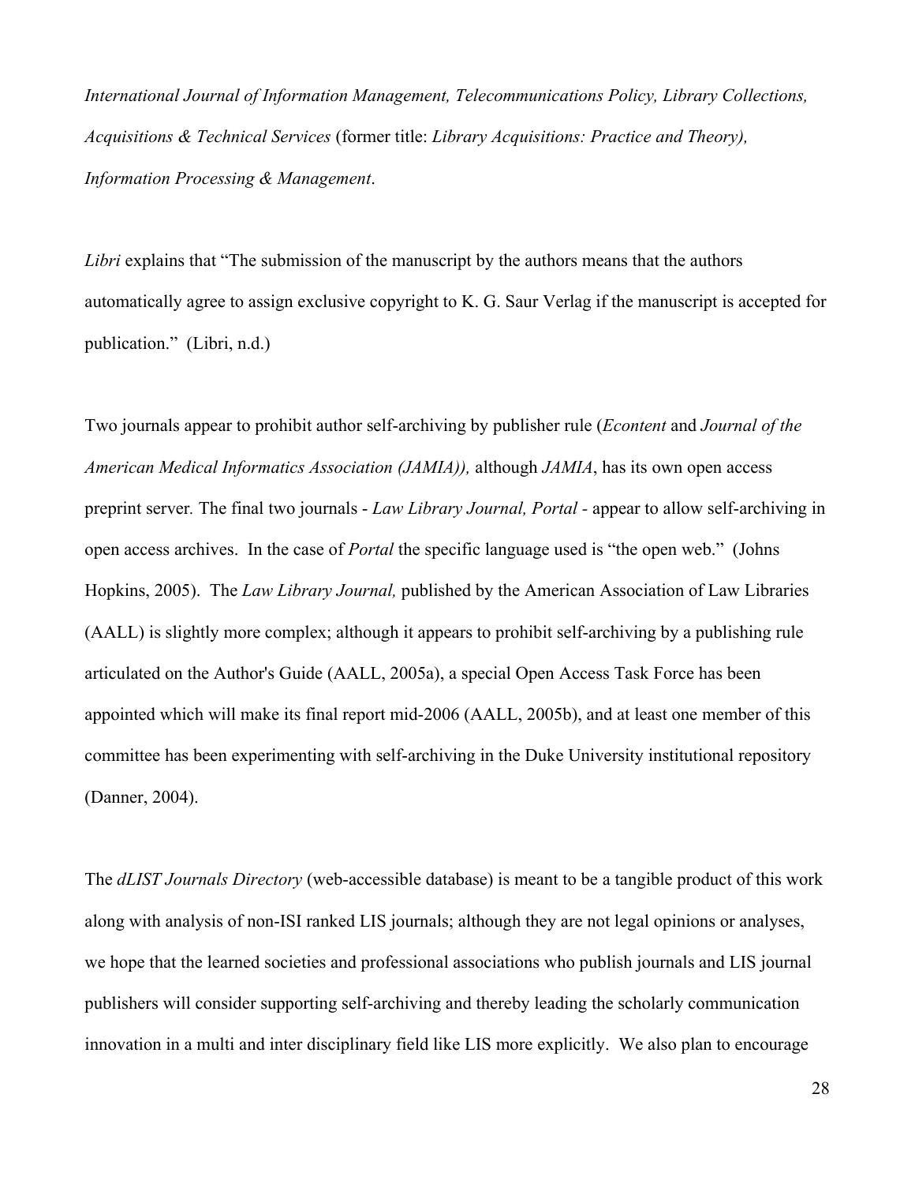*International Journal of Information Management, Telecommunications Policy, Library Collections, Acquisitions & Technical Services* (former title: *Library Acquisitions: Practice and Theory), Information Processing & Management*.

*Libri* explains that "The submission of the manuscript by the authors means that the authors automatically agree to assign exclusive copyright to K. G. Saur Verlag if the manuscript is accepted for publication." (Libri, n.d.)

Two journals appear to prohibit author self-archiving by publisher rule (*Econtent* and *Journal of the American Medical Informatics Association (JAMIA)),* although *JAMIA*, has its own open access preprint server. The final two journals - *Law Library Journal, Portal* - appear to allow self-archiving in open access archives. In the case of *Portal* the specific language used is "the open web." (Johns Hopkins, 2005). The *Law Library Journal,* published by the American Association of Law Libraries (AALL) is slightly more complex; although it appears to prohibit self-archiving by a publishing rule articulated on the Author's Guide (AALL, 2005a), a special Open Access Task Force has been appointed which will make its final report mid-2006 (AALL, 2005b), and at least one member of this committee has been experimenting with self-archiving in the Duke University institutional repository (Danner, 2004).

The *dLIST Journals Directory* (web-accessible database) is meant to be a tangible product of this work along with analysis of non-ISI ranked LIS journals; although they are not legal opinions or analyses, we hope that the learned societies and professional associations who publish journals and LIS journal publishers will consider supporting self-archiving and thereby leading the scholarly communication innovation in a multi and inter disciplinary field like LIS more explicitly. We also plan to encourage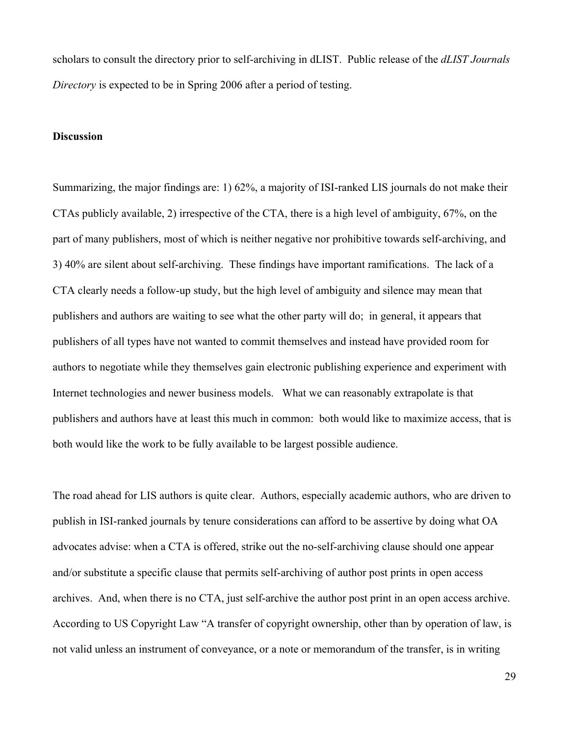scholars to consult the directory prior to self-archiving in dLIST. Public release of the *dLIST Journals Directory* is expected to be in Spring 2006 after a period of testing.

**Discussion**

Summarizing, the major findings are: 1) 62%, a majority of ISI-ranked LIS journals do not make their CTAs publicly available, 2) irrespective of the CTA, there is a high level of ambiguity, 67%, on the part of many publishers, most of which is neither negative nor prohibitive towards self-archiving, and 3) 40% are silent about self-archiving. These findings have important ramifications. The lack of a CTA clearly needs a follow-up study, but the high level of ambiguity and silence may mean that publishers and authors are waiting to see what the other party will do; in general, it appears that publishers of all types have not wanted to commit themselves and instead have provided room for authors to negotiate while they themselves gain electronic publishing experience and experiment with Internet technologies and newer business models. What we can reasonably extrapolate is that publishers and authors have at least this much in common: both would like to maximize access, that is both would like the work to be fully available to be largest possible audience.

The road ahead for LIS authors is quite clear. Authors, especially academic authors, who are driven to publish in ISI-ranked journals by tenure considerations can afford to be assertive by doing what OA advocates advise: when a CTA is offered, strike out the no-self-archiving clause should one appear and/or substitute a specific clause that permits self-archiving of author post prints in open access archives. And, when there is no CTA, just self-archive the author post print in an open access archive. According to US Copyright Law "A transfer of copyright ownership, other than by operation of law, is not valid unless an instrument of conveyance, or a note or memorandum of the transfer, is in writing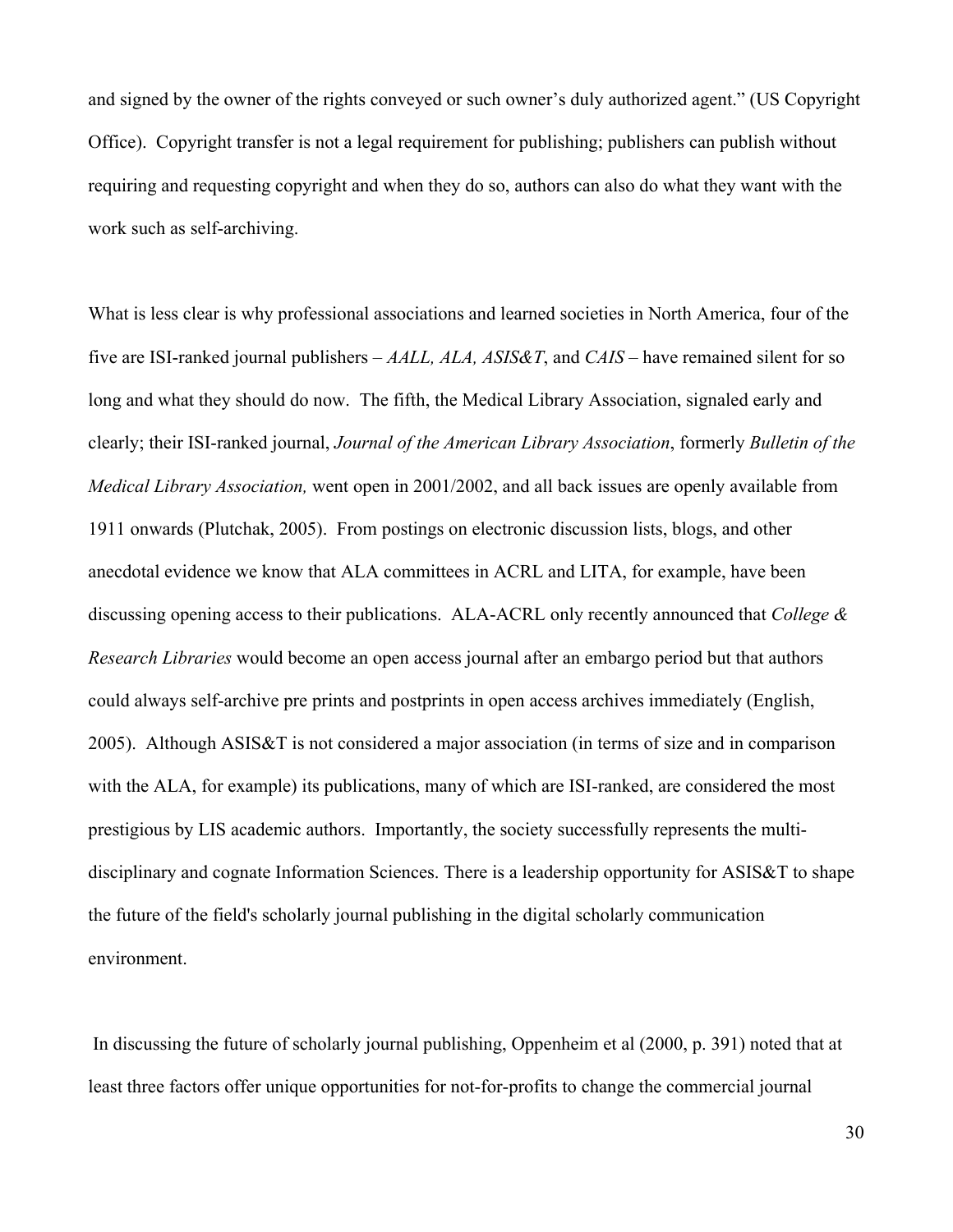and signed by the owner of the rights conveyed or such owner's duly authorized agent." (US Copyright Office). Copyright transfer is not a legal requirement for publishing; publishers can publish without requiring and requesting copyright and when they do so, authors can also do what they want with the work such as self-archiving.

What is less clear is why professional associations and learned societies in North America, four of the five are ISI-ranked journal publishers – *AALL, ALA, ASIS&T*, and *CAIS* – have remained silent for so long and what they should do now. The fifth, the Medical Library Association, signaled early and clearly; their ISI-ranked journal, *Journal of the American Library Association*, formerly *Bulletin of the Medical Library Association,* went open in 2001/2002, and all back issues are openly available from 1911 onwards (Plutchak, 2005). From postings on electronic discussion lists, blogs, and other anecdotal evidence we know that ALA committees in ACRL and LITA, for example, have been discussing opening access to their publications. ALA-ACRL only recently announced that *College & Research Libraries* would become an open access journal after an embargo period but that authors could always self-archive pre prints and postprints in open access archives immediately (English, 2005). Although ASIS&T is not considered a major association (in terms of size and in comparison with the ALA, for example) its publications, many of which are ISI-ranked, are considered the most prestigious by LIS academic authors. Importantly, the society successfully represents the multi-disciplinary and cognate Information Sciences. There is a leadership opportunity for ASIS&T to shape the future of the field's scholarly journal publishing in the digital scholarly communication environment.

In discussing the future of scholarly journal publishing, Oppenheim et al (2000, p. 391) noted that at least three factors offer unique opportunities for not-for-profits to change the commercial journal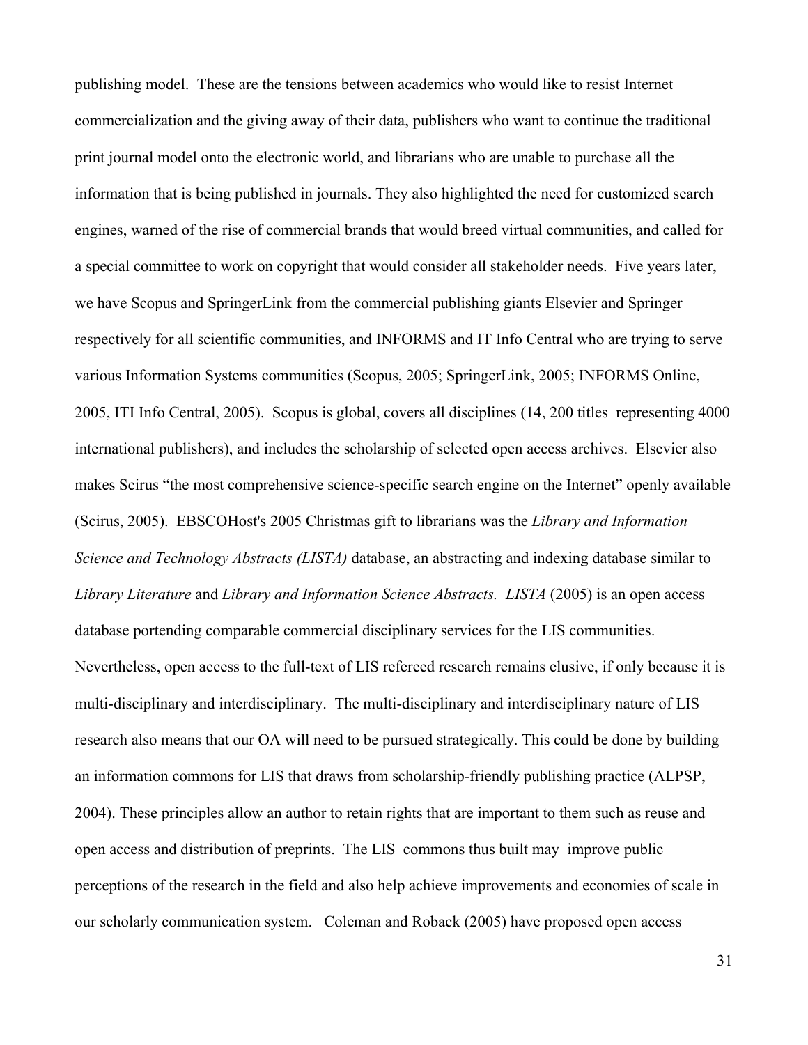publishing model. These are the tensions between academics who would like to resist Internet commercialization and the giving away of their data, publishers who want to continue the traditional print journal model onto the electronic world, and librarians who are unable to purchase all the information that is being published in journals. They also highlighted the need for customized search engines, warned of the rise of commercial brands that would breed virtual communities, and called for a special committee to work on copyright that would consider all stakeholder needs. Five years later, we have Scopus and SpringerLink from the commercial publishing giants Elsevier and Springer respectively for all scientific communities, and INFORMS and IT Info Central who are trying to serve various Information Systems communities (Scopus, 2005; SpringerLink, 2005; INFORMS Online, 2005, ITI Info Central, 2005). Scopus is global, covers all disciplines (14, 200 titles representing 4000 international publishers), and includes the scholarship of selected open access archives. Elsevier also makes Scirus "the most comprehensive science-specific search engine on the Internet" openly available (Scirus, 2005). EBSCOHost's 2005 Christmas gift to librarians was the *Library and Information Science and Technology Abstracts (LISTA)* database, an abstracting and indexing database similar to *Library Literature* and *Library and Information Science Abstracts. LISTA* (2005) is an open access database portending comparable commercial disciplinary services for the LIS communities. Nevertheless, open access to the full-text of LIS refereed research remains elusive, if only because it is multi-disciplinary and interdisciplinary. The multi-disciplinary and interdisciplinary nature of LIS research also means that our OA will need to be pursued strategically. This could be done by building an information commons for LIS that draws from scholarship-friendly publishing practice (ALPSP, 2004). These principles allow an author to retain rights that are important to them such as reuse and open access and distribution of preprints. The LIS commons thus built may improve public perceptions of the research in the field and also help achieve improvements and economies of scale in our scholarly communication system. Coleman and Roback (2005) have proposed open access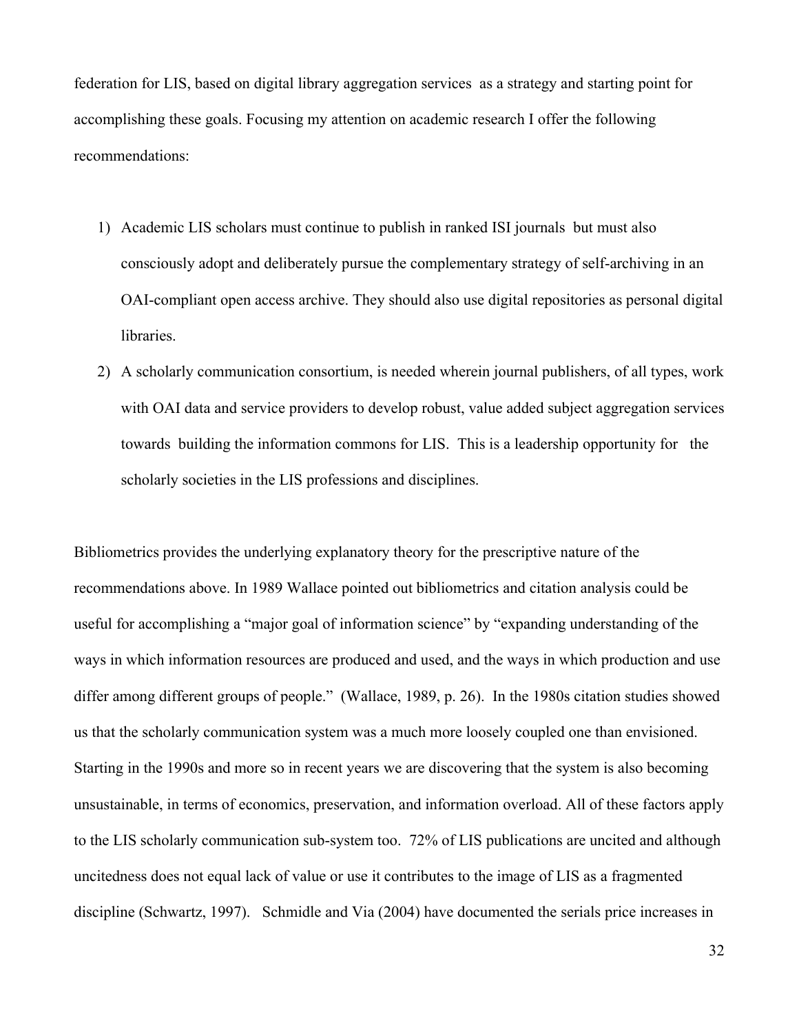federation for LIS, based on digital library aggregation services as a strategy and starting point for accomplishing these goals. Focusing my attention on academic research I offer the following recommendations:

1) Academic LIS scholars must continue to publish in ranked ISI journals but must also consciously adopt and deliberately pursue the complementary strategy of self-archiving in an OAI-compliant open access archive. They should also use digital repositories as personal digital libraries.
2) A scholarly communication consortium, is needed wherein journal publishers, of all types, work with OAI data and service providers to develop robust, value added subject aggregation services towards building the information commons for LIS. This is a leadership opportunity for the scholarly societies in the LIS professions and disciplines.

Bibliometrics provides the underlying explanatory theory for the prescriptive nature of the recommendations above. In 1989 Wallace pointed out bibliometrics and citation analysis could be useful for accomplishing a "major goal of information science" by "expanding understanding of the ways in which information resources are produced and used, and the ways in which production and use differ among different groups of people." (Wallace, 1989, p. 26). In the 1980s citation studies showed us that the scholarly communication system was a much more loosely coupled one than envisioned. Starting in the 1990s and more so in recent years we are discovering that the system is also becoming unsustainable, in terms of economics, preservation, and information overload. All of these factors apply to the LIS scholarly communication sub-system too. 72% of LIS publications are uncited and although uncitedness does not equal lack of value or use it contributes to the image of LIS as a fragmented discipline (Schwartz, 1997). Schmidle and Via (2004) have documented the serials price increases in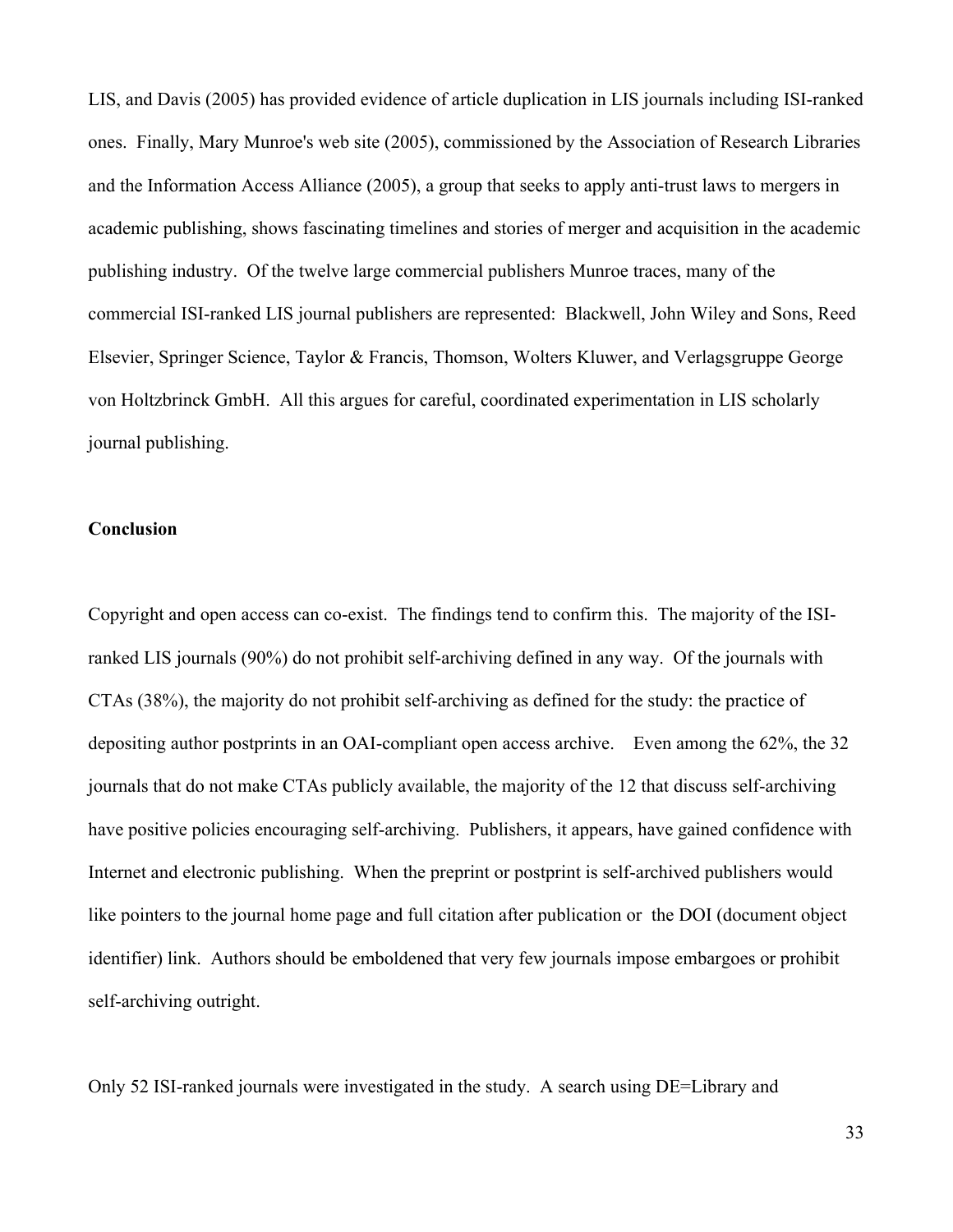LIS, and Davis (2005) has provided evidence of article duplication in LIS journals including ISI-ranked ones. Finally, Mary Munroe's web site (2005), commissioned by the Association of Research Libraries and the Information Access Alliance (2005), a group that seeks to apply anti-trust laws to mergers in academic publishing, shows fascinating timelines and stories of merger and acquisition in the academic publishing industry. Of the twelve large commercial publishers Munroe traces, many of the commercial ISI-ranked LIS journal publishers are represented: Blackwell, John Wiley and Sons, Reed Elsevier, Springer Science, Taylor & Francis, Thomson, Wolters Kluwer, and Verlagsgruppe George von Holtzbrinck GmbH. All this argues for careful, coordinated experimentation in LIS scholarly journal publishing.

**Conclusion**

Copyright and open access can co-exist. The findings tend to confirm this. The majority of the ISI-ranked LIS journals (90%) do not prohibit self-archiving defined in any way. Of the journals with CTAs (38%), the majority do not prohibit self-archiving as defined for the study: the practice of depositing author postprints in an OAI-compliant open access archive. Even among the 62%, the 32 journals that do not make CTAs publicly available, the majority of the 12 that discuss self-archiving have positive policies encouraging self-archiving. Publishers, it appears, have gained confidence with Internet and electronic publishing. When the preprint or postprint is self-archived publishers would like pointers to the journal home page and full citation after publication or the DOI (document object identifier) link. Authors should be emboldened that very few journals impose embargoes or prohibit self-archiving outright.

Only 52 ISI-ranked journals were investigated in the study. A search using DE=Library and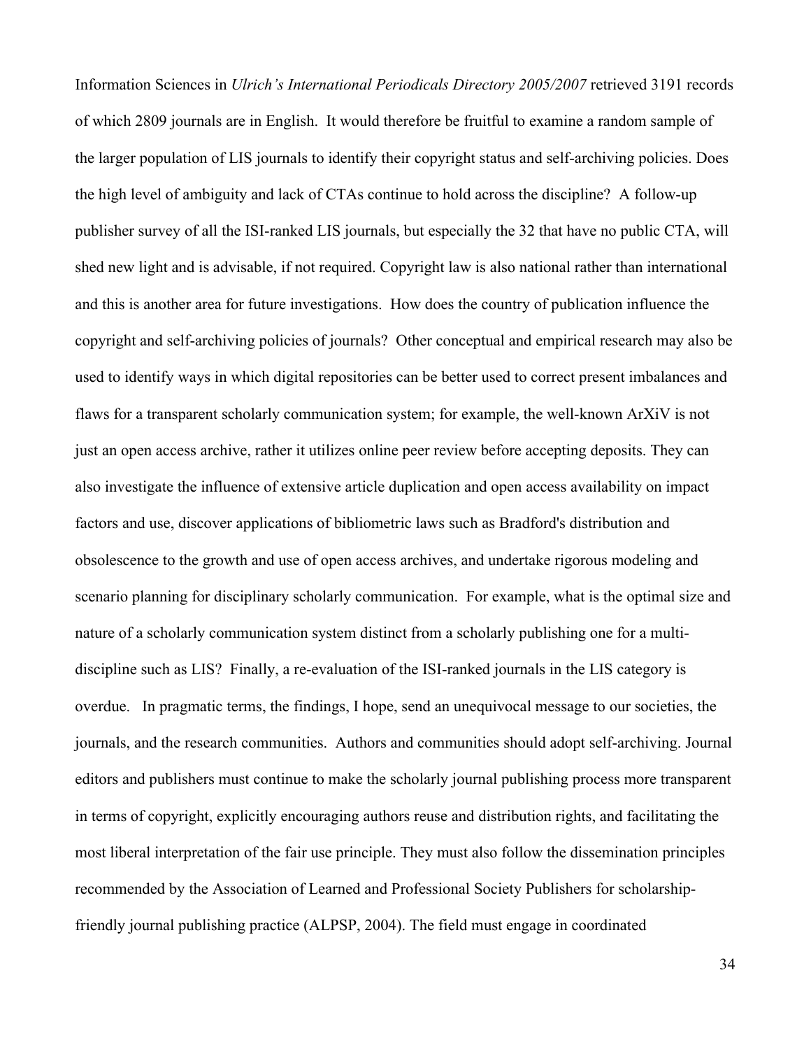Information Sciences in *Ulrich's International Periodicals Directory 2005/2007* retrieved 3191 records of which 2809 journals are in English. It would therefore be fruitful to examine a random sample of the larger population of LIS journals to identify their copyright status and self-archiving policies. Does the high level of ambiguity and lack of CTAs continue to hold across the discipline? A follow-up publisher survey of all the ISI-ranked LIS journals, but especially the 32 that have no public CTA, will shed new light and is advisable, if not required. Copyright law is also national rather than international and this is another area for future investigations. How does the country of publication influence the copyright and self-archiving policies of journals? Other conceptual and empirical research may also be used to identify ways in which digital repositories can be better used to correct present imbalances and flaws for a transparent scholarly communication system; for example, the well-known ArXiV is not just an open access archive, rather it utilizes online peer review before accepting deposits. They can also investigate the influence of extensive article duplication and open access availability on impact factors and use, discover applications of bibliometric laws such as Bradford's distribution and obsolescence to the growth and use of open access archives, and undertake rigorous modeling and scenario planning for disciplinary scholarly communication. For example, what is the optimal size and nature of a scholarly communication system distinct from a scholarly publishing one for a multi-discipline such as LIS? Finally, a re-evaluation of the ISI-ranked journals in the LIS category is overdue. In pragmatic terms, the findings, I hope, send an unequivocal message to our societies, the journals, and the research communities. Authors and communities should adopt self-archiving. Journal editors and publishers must continue to make the scholarly journal publishing process more transparent in terms of copyright, explicitly encouraging authors reuse and distribution rights, and facilitating the most liberal interpretation of the fair use principle. They must also follow the dissemination principles recommended by the Association of Learned and Professional Society Publishers for scholarship-friendly journal publishing practice (ALPSP, 2004). The field must engage in coordinated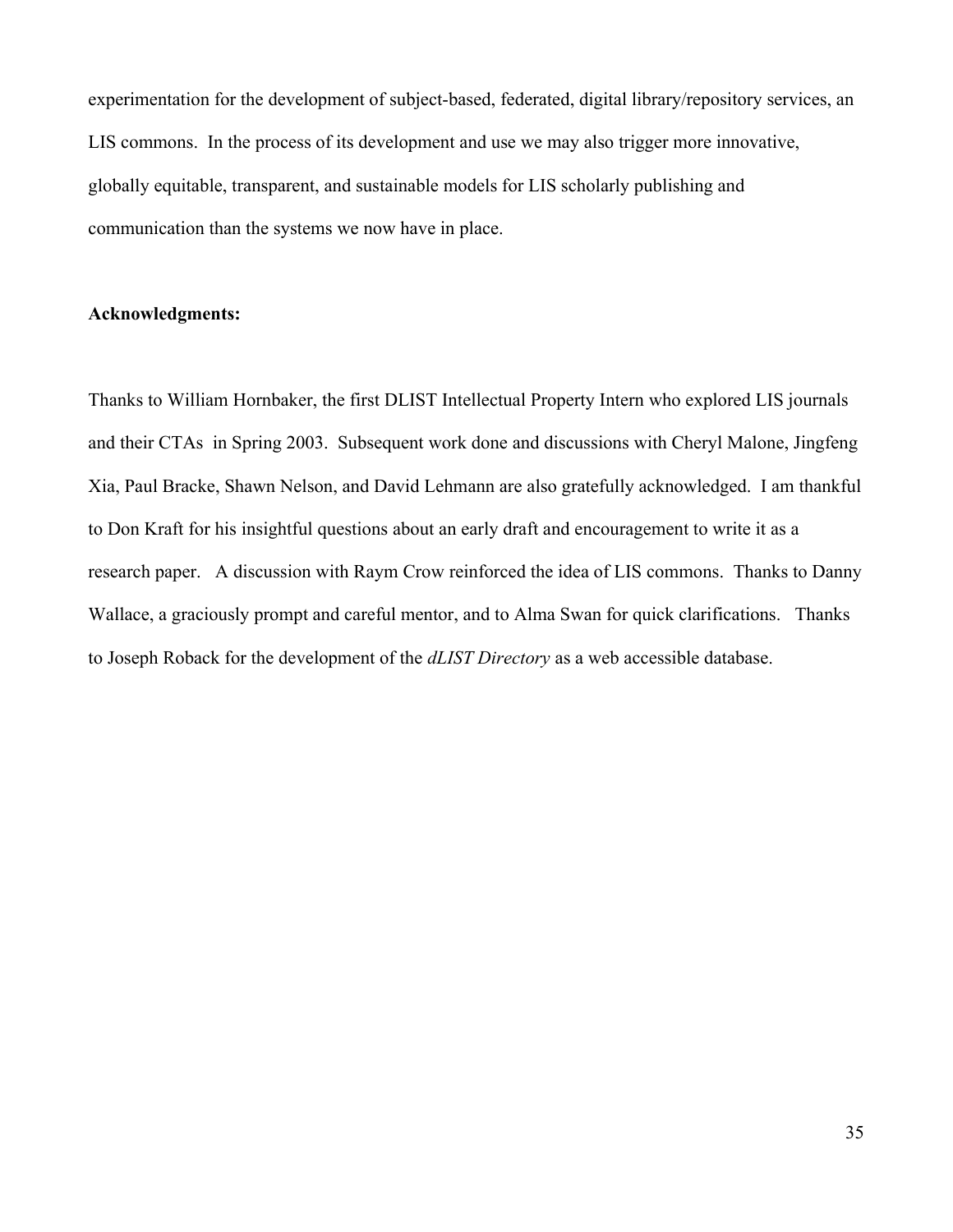experimentation for the development of subject-based, federated, digital library/repository services, an LIS commons. In the process of its development and use we may also trigger more innovative, globally equitable, transparent, and sustainable models for LIS scholarly publishing and communication than the systems we now have in place.

**Acknowledgments:**

Thanks to William Hornbaker, the first DLIST Intellectual Property Intern who explored LIS journals and their CTAs in Spring 2003. Subsequent work done and discussions with Cheryl Malone, Jingfeng Xia, Paul Bracke, Shawn Nelson, and David Lehmann are also gratefully acknowledged. I am thankful to Don Kraft for his insightful questions about an early draft and encouragement to write it as a research paper. A discussion with Raym Crow reinforced the idea of LIS commons. Thanks to Danny Wallace, a graciously prompt and careful mentor, and to Alma Swan for quick clarifications. Thanks to Joseph Roback for the development of the *dLIST Directory* as a web accessible database.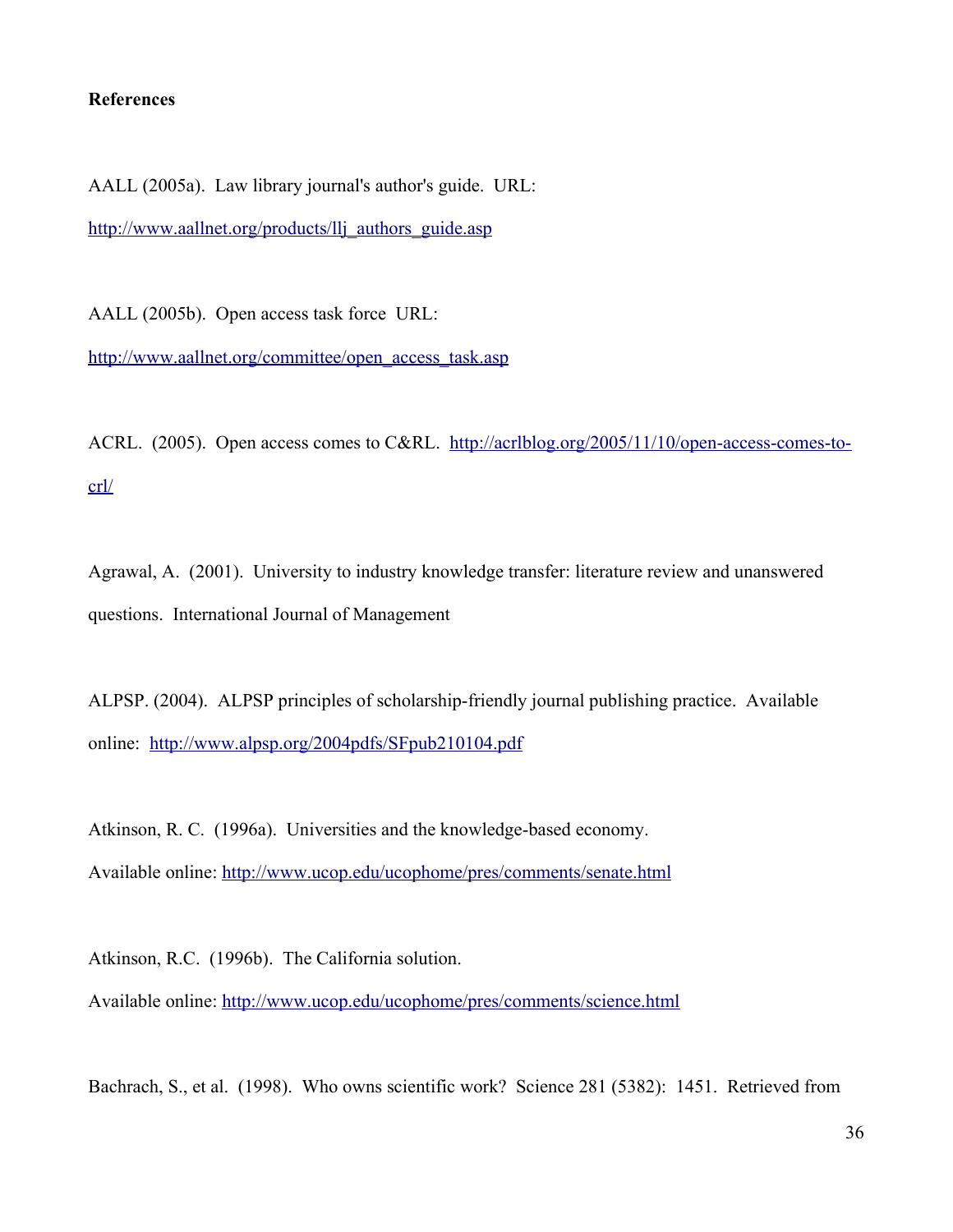**References**

AALL (2005a). Law library journal's author's guide. URL: http://www.aallnet.org/products/llj_authors_guide.asp

AALL (2005b). Open access task force URL: http://www.aallnet.org/committee/open_access_task.asp

ACRL. (2005). Open access comes to C&RL. http://acrlblog.org/2005/11/10/open-access-comes-to-crl/

Agrawal, A. (2001). University to industry knowledge transfer: literature review and unanswered questions. International Journal of Management

ALPSP. (2004). ALPSP principles of scholarship-friendly journal publishing practice. Available online: http://www.alpsp.org/2004pdfs/SFpub210104.pdf

Atkinson, R. C. (1996a). Universities and the knowledge-based economy. Available online: http://www.ucop.edu/ucophome/pres/comments/senate.html

Atkinson, R.C. (1996b). The California solution. Available online: http://www.ucop.edu/ucophome/pres/comments/science.html

Bachrach, S., et al. (1998). Who owns scientific work? Science 281 (5382): 1451. Retrieved from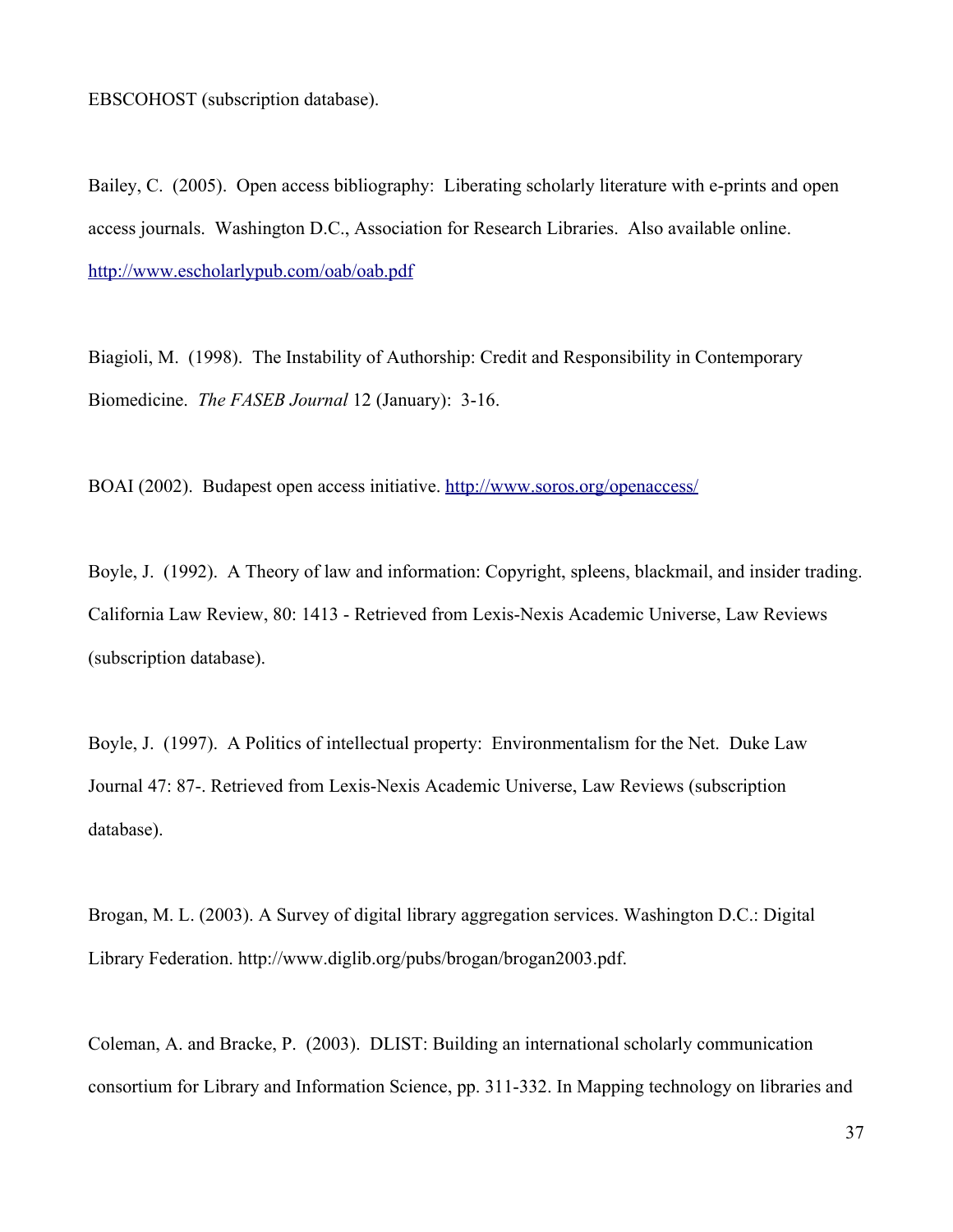EBSCOHOST (subscription database).

Bailey, C. (2005). Open access bibliography: Liberating scholarly literature with e-prints and open access journals. Washington D.C., Association for Research Libraries. Also available online. http://www.escholarlypub.com/oab/oab.pdf

Biagioli, M. (1998). The Instability of Authorship: Credit and Responsibility in Contemporary Biomedicine. *The FASEB Journal* 12 (January): 3-16.

BOAI (2002). Budapest open access initiative. http://www.soros.org/openaccess/

Boyle, J. (1992). A Theory of law and information: Copyright, spleens, blackmail, and insider trading. California Law Review, 80: 1413 - Retrieved from Lexis-Nexis Academic Universe, Law Reviews (subscription database).

Boyle, J. (1997). A Politics of intellectual property: Environmentalism for the Net. Duke Law Journal 47: 87-. Retrieved from Lexis-Nexis Academic Universe, Law Reviews (subscription database).

Brogan, M. L. (2003). A Survey of digital library aggregation services. Washington D.C.: Digital Library Federation. http://www.diglib.org/pubs/brogan/brogan2003.pdf.

Coleman, A. and Bracke, P. (2003). DLIST: Building an international scholarly communication consortium for Library and Information Science, pp. 311-332. In Mapping technology on libraries and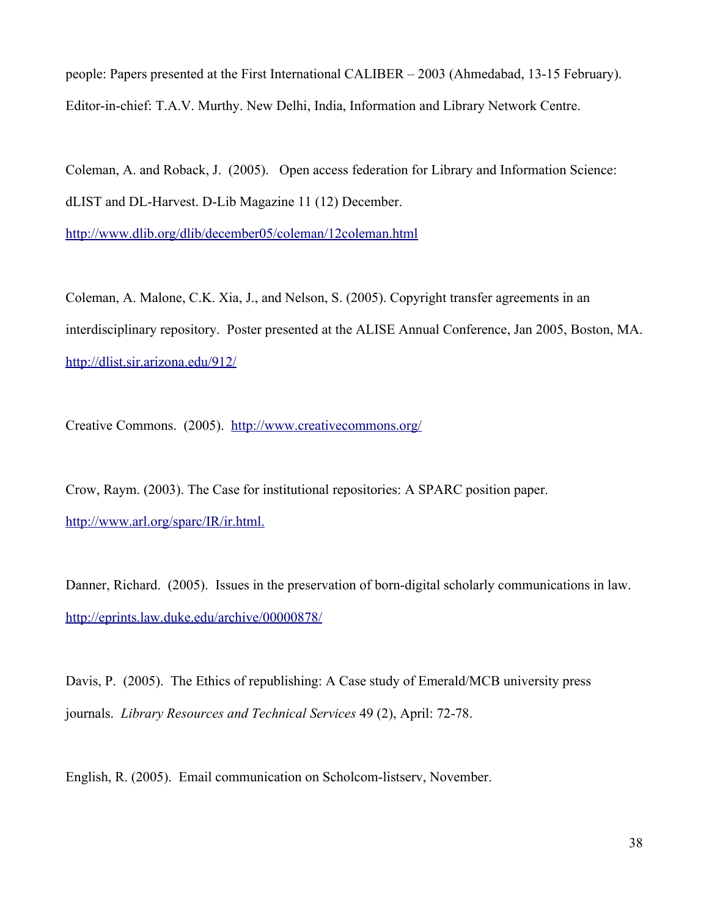people: Papers presented at the First International CALIBER – 2003 (Ahmedabad, 13-15 February). Editor-in-chief: T.A.V. Murthy. New Delhi, India, Information and Library Network Centre.

Coleman, A. and Roback, J. (2005). Open access federation for Library and Information Science: dLIST and DL-Harvest. D-Lib Magazine 11 (12) December. http://www.dlib.org/dlib/december05/coleman/12coleman.html

Coleman, A. Malone, C.K. Xia, J., and Nelson, S. (2005). Copyright transfer agreements in an interdisciplinary repository. Poster presented at the ALISE Annual Conference, Jan 2005, Boston, MA. http://dlist.sir.arizona.edu/912/

Creative Commons. (2005). http://www.creativecommons.org/

Crow, Raym. (2003). The Case for institutional repositories: A SPARC position paper. http://www.arl.org/sparc/IR/ir.html.

Danner, Richard. (2005). Issues in the preservation of born-digital scholarly communications in law. http://eprints.law.duke.edu/archive/00000878/

Davis, P. (2005). The Ethics of republishing: A Case study of Emerald/MCB university press journals. *Library Resources and Technical Services* 49 (2), April: 72-78.

English, R. (2005). Email communication on Scholcom-listserv, November.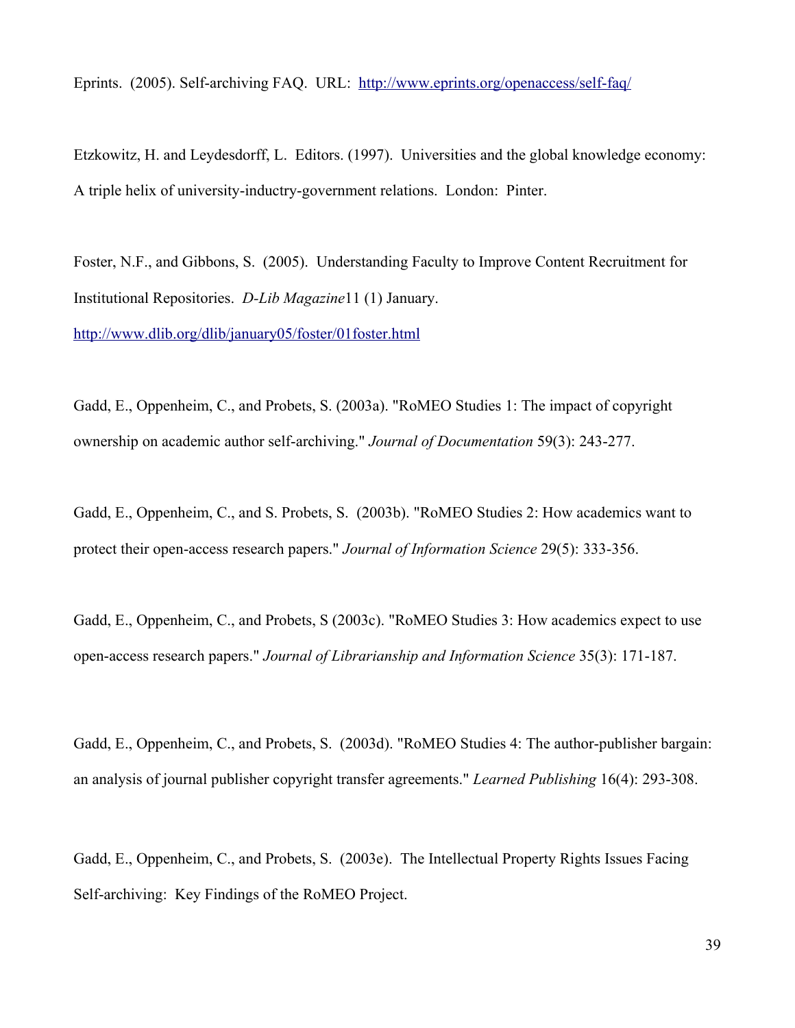Eprints. (2005). Self-archiving FAQ. URL: http://www.eprints.org/openaccess/self-faq/

Etzkowitz, H. and Leydesdorff, L. Editors. (1997). Universities and the global knowledge economy: A triple helix of university-inductry-government relations. London: Pinter.

Foster, N.F., and Gibbons, S. (2005). Understanding Faculty to Improve Content Recruitment for Institutional Repositories. *D-Lib Magazine*11 (1) January. http://www.dlib.org/dlib/january05/foster/01foster.html

Gadd, E., Oppenheim, C., and Probets, S. (2003a). "RoMEO Studies 1: The impact of copyright ownership on academic author self-archiving." *Journal of Documentation* 59(3): 243-277.

Gadd, E., Oppenheim, C., and S. Probets, S. (2003b). "RoMEO Studies 2: How academics want to protect their open-access research papers." *Journal of Information Science* 29(5): 333-356.

Gadd, E., Oppenheim, C., and Probets, S (2003c). "RoMEO Studies 3: How academics expect to use open-access research papers." *Journal of Librarianship and Information Science* 35(3): 171-187.

Gadd, E., Oppenheim, C., and Probets, S. (2003d). "RoMEO Studies 4: The author-publisher bargain: an analysis of journal publisher copyright transfer agreements." *Learned Publishing* 16(4): 293-308.

Gadd, E., Oppenheim, C., and Probets, S. (2003e). The Intellectual Property Rights Issues Facing Self-archiving: Key Findings of the RoMEO Project.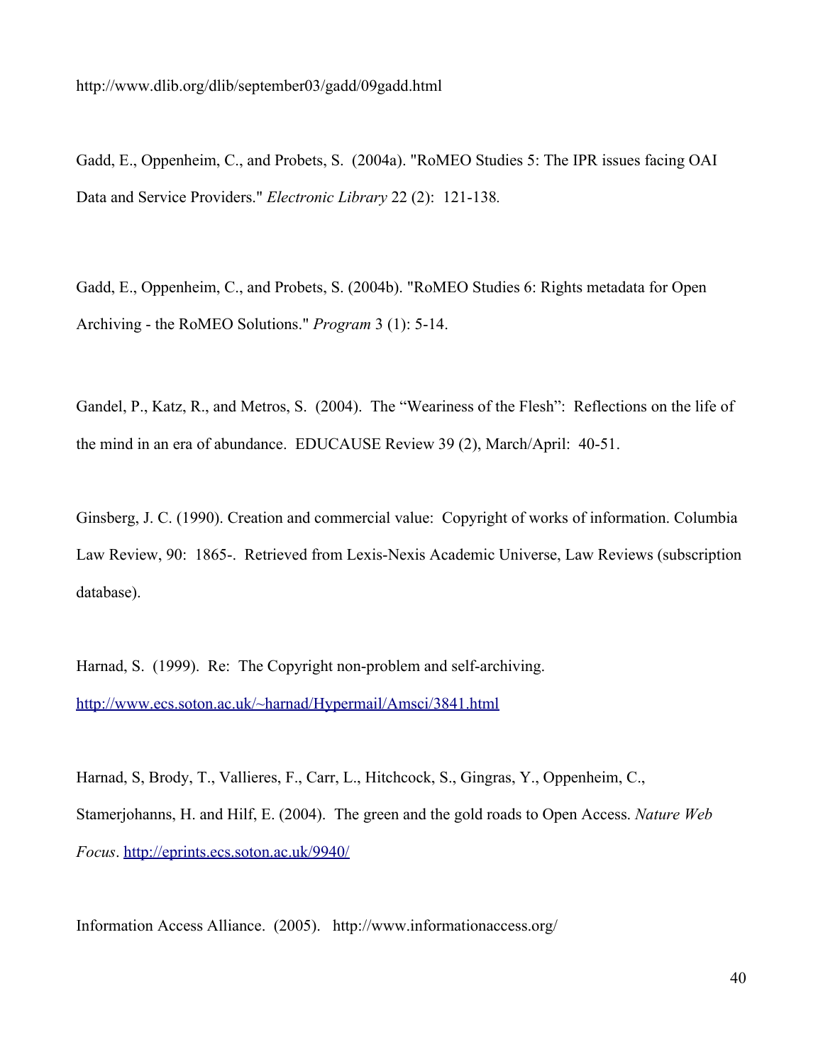http://www.dlib.org/dlib/september03/gadd/09gadd.html

Gadd, E., Oppenheim, C., and Probets, S. (2004a). "RoMEO Studies 5: The IPR issues facing OAI Data and Service Providers." *Electronic Library* 22 (2): 121-138.

Gadd, E., Oppenheim, C., and Probets, S. (2004b). "RoMEO Studies 6: Rights metadata for Open Archiving - the RoMEO Solutions." *Program* 3 (1): 5-14.

Gandel, P., Katz, R., and Metros, S. (2004). The "Weariness of the Flesh": Reflections on the life of the mind in an era of abundance. EDUCAUSE Review 39 (2), March/April: 40-51.

Ginsberg, J. C. (1990). Creation and commercial value: Copyright of works of information. Columbia Law Review, 90: 1865-. Retrieved from Lexis-Nexis Academic Universe, Law Reviews (subscription database).

Harnad, S. (1999). Re: The Copyright non-problem and self-archiving. http://www.ecs.soton.ac.uk/~harnad/Hypermail/Amsci/3841.html

Harnad, S, Brody, T., Vallieres, F., Carr, L., Hitchcock, S., Gingras, Y., Oppenheim, C., Stamerjohanns, H. and Hilf, E. (2004). The green and the gold roads to Open Access. *Nature Web Focus*. http://eprints.ecs.soton.ac.uk/9940/

Information Access Alliance. (2005). http://www.informationaccess.org/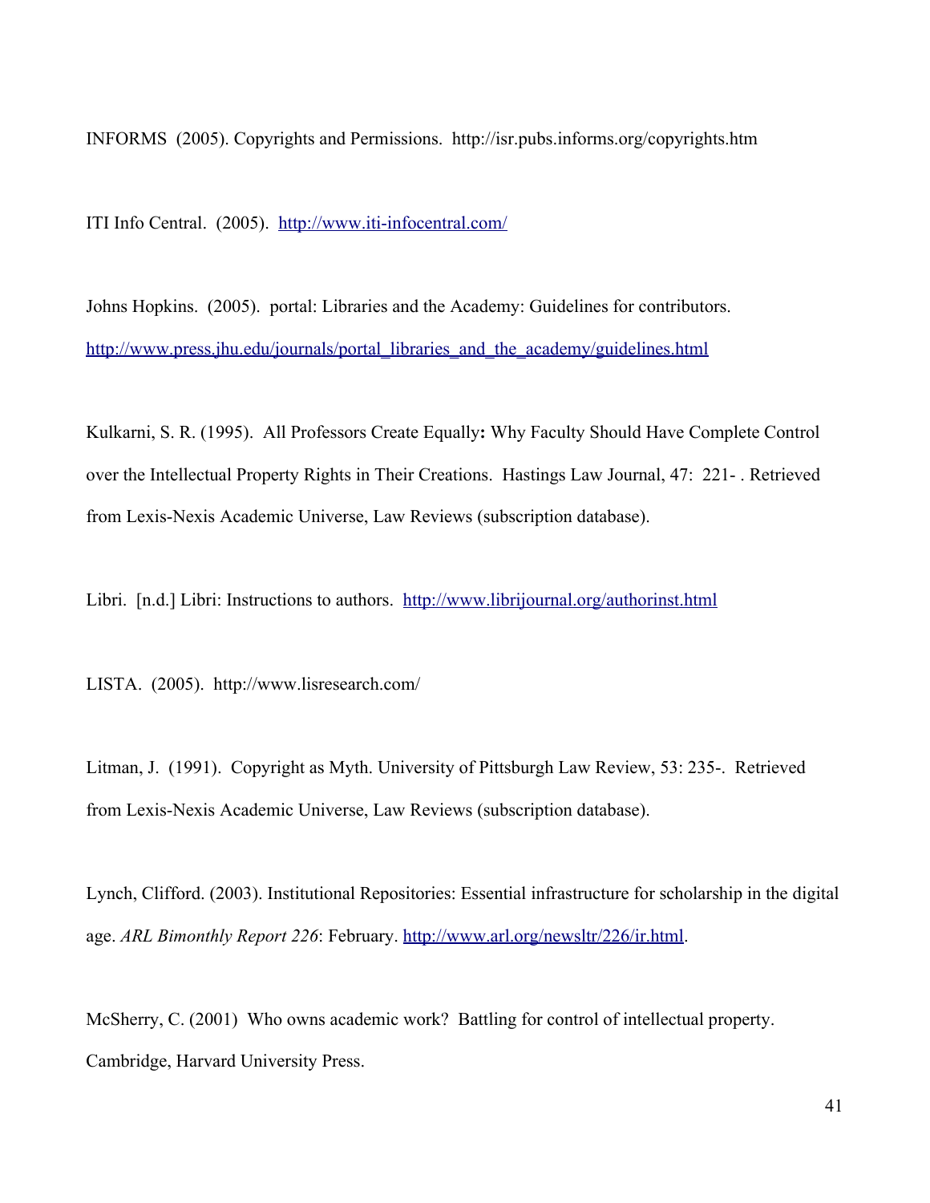INFORMS (2005). Copyrights and Permissions. http://isr.pubs.informs.org/copyrights.htm

ITI Info Central. (2005). http://www.iti-infocentral.com/

Johns Hopkins. (2005). portal: Libraries and the Academy: Guidelines for contributors. http://www.press.jhu.edu/journals/portal_libraries_and_the_academy/guidelines.html

Kulkarni, S. R. (1995). All Professors Create Equally**:** Why Faculty Should Have Complete Control over the Intellectual Property Rights in Their Creations. Hastings Law Journal, 47: 221- . Retrieved from Lexis-Nexis Academic Universe, Law Reviews (subscription database).

Libri. [n.d.] Libri: Instructions to authors. http://www.librijournal.org/authorinst.html

LISTA. (2005). http://www.lisresearch.com/

Litman, J. (1991). Copyright as Myth. University of Pittsburgh Law Review, 53: 235-. Retrieved from Lexis-Nexis Academic Universe, Law Reviews (subscription database).

Lynch, Clifford. (2003). Institutional Repositories: Essential infrastructure for scholarship in the digital age. *ARL Bimonthly Report 226*: February. http://www.arl.org/newsltr/226/ir.html.

McSherry, C. (2001) Who owns academic work? Battling for control of intellectual property. Cambridge, Harvard University Press.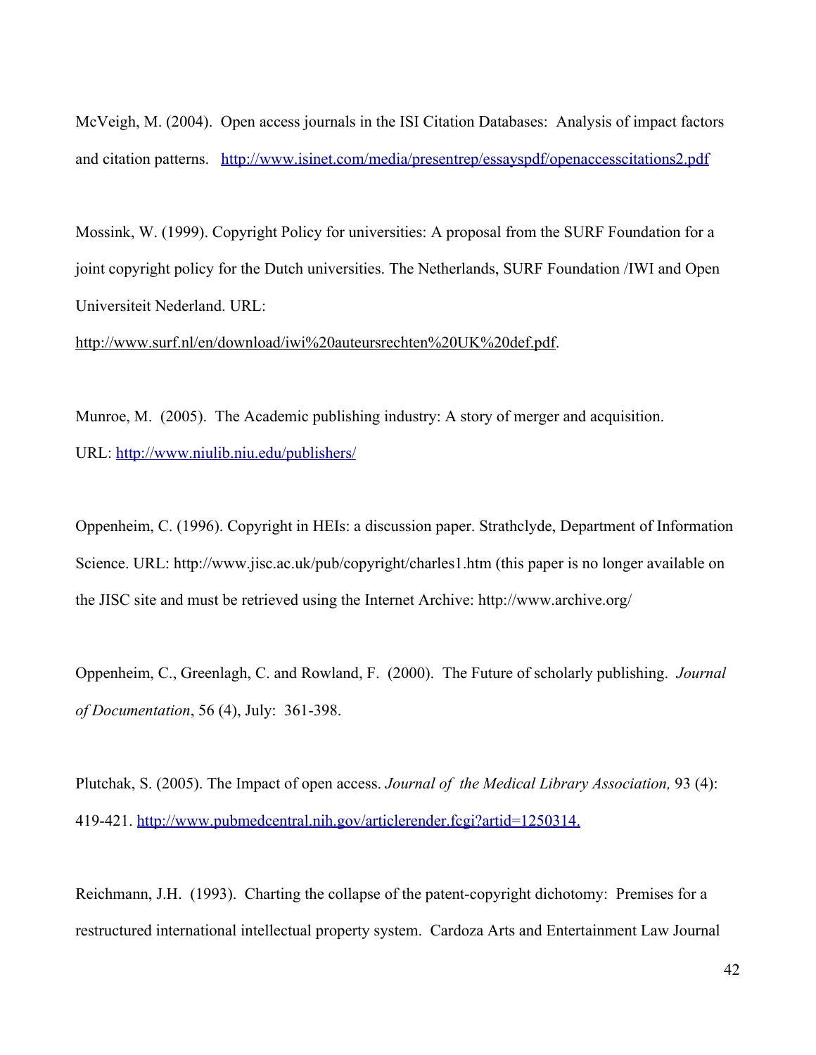McVeigh, M. (2004). Open access journals in the ISI Citation Databases: Analysis of impact factors and citation patterns. http://www.isinet.com/media/presentrep/essayspdf/openaccesscitations2.pdf

Mossink, W. (1999). Copyright Policy for universities: A proposal from the SURF Foundation for a joint copyright policy for the Dutch universities. The Netherlands, SURF Foundation /IWI and Open Universiteit Nederland. URL: http://www.surf.nl/en/download/iwi%20auteursrechten%20UK%20def.pdf.

Munroe, M. (2005). The Academic publishing industry: A story of merger and acquisition. URL: http://www.niulib.niu.edu/publishers/

Oppenheim, C. (1996). Copyright in HEIs: a discussion paper. Strathclyde, Department of Information Science. URL: http://www.jisc.ac.uk/pub/copyright/charles1.htm (this paper is no longer available on the JISC site and must be retrieved using the Internet Archive: http://www.archive.org/

Oppenheim, C., Greenlagh, C. and Rowland, F. (2000). The Future of scholarly publishing. *Journal of Documentation*, 56 (4), July: 361-398.

Plutchak, S. (2005). The Impact of open access. *Journal of the Medical Library Association,* 93 (4): 419-421. http://www.pubmedcentral.nih.gov/articlerender.fcgi?artid=1250314.

Reichmann, J.H. (1993). Charting the collapse of the patent-copyright dichotomy: Premises for a restructured international intellectual property system. Cardoza Arts and Entertainment Law Journal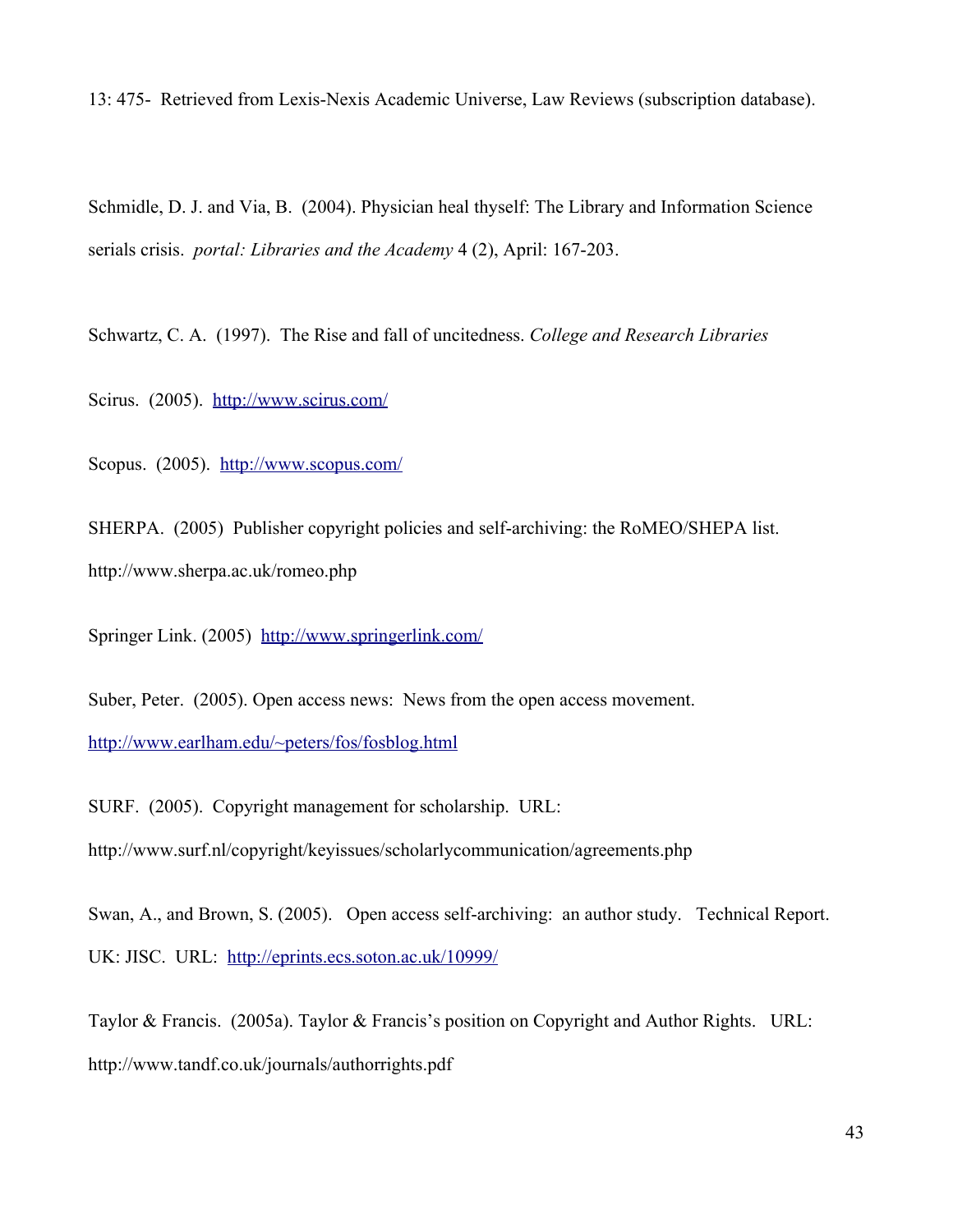13: 475- Retrieved from Lexis-Nexis Academic Universe, Law Reviews (subscription database).

Schmidle, D. J. and Via, B. (2004). Physician heal thyself: The Library and Information Science serials crisis. *portal: Libraries and the Academy* 4 (2), April: 167-203.

Schwartz, C. A. (1997). The Rise and fall of uncitedness. *College and Research Libraries*

Scirus. (2005). http://www.scirus.com/

Scopus. (2005). http://www.scopus.com/

SHERPA. (2005) Publisher copyright policies and self-archiving: the RoMEO/SHEPA list. http://www.sherpa.ac.uk/romeo.php

Springer Link. (2005) http://www.springerlink.com/

Suber, Peter. (2005). Open access news: News from the open access movement. http://www.earlham.edu/~peters/fos/fosblog.html

SURF. (2005). Copyright management for scholarship. URL: http://www.surf.nl/copyright/keyissues/scholarlycommunication/agreements.php

Swan, A., and Brown, S. (2005). Open access self-archiving: an author study. Technical Report. UK: JISC. URL: http://eprints.ecs.soton.ac.uk/10999/

Taylor & Francis. (2005a). Taylor & Francis's position on Copyright and Author Rights. URL: http://www.tandf.co.uk/journals/authorrights.pdf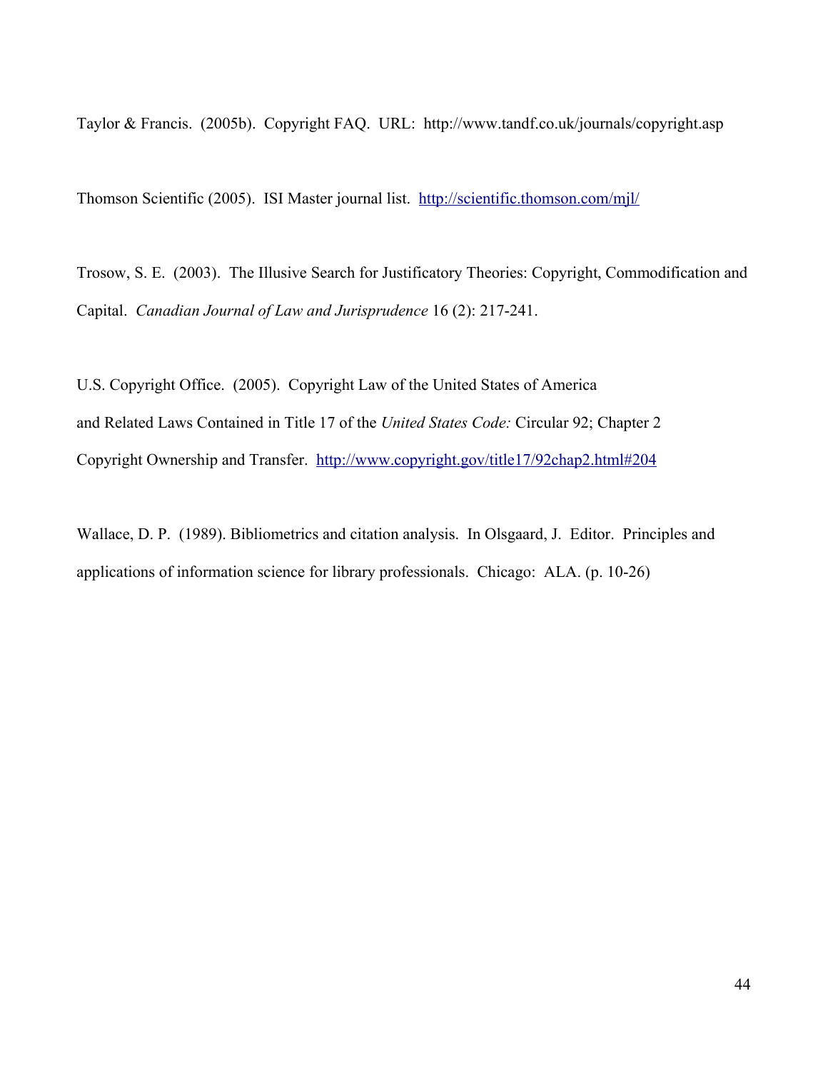Taylor & Francis. (2005b). Copyright FAQ. URL: http://www.tandf.co.uk/journals/copyright.asp

Thomson Scientific (2005). ISI Master journal list. http://scientific.thomson.com/mjl/

Trosow, S. E. (2003). The Illusive Search for Justificatory Theories: Copyright, Commodification and Capital. *Canadian Journal of Law and Jurisprudence* 16 (2): 217-241.

U.S. Copyright Office. (2005). Copyright Law of the United States of America and Related Laws Contained in Title 17 of the *United States Code:* Circular 92; Chapter 2 Copyright Ownership and Transfer. http://www.copyright.gov/title17/92chap2.html#204

Wallace, D. P. (1989). Bibliometrics and citation analysis. In Olsgaard, J. Editor. Principles and applications of information science for library professionals. Chicago: ALA. (p. 10-26)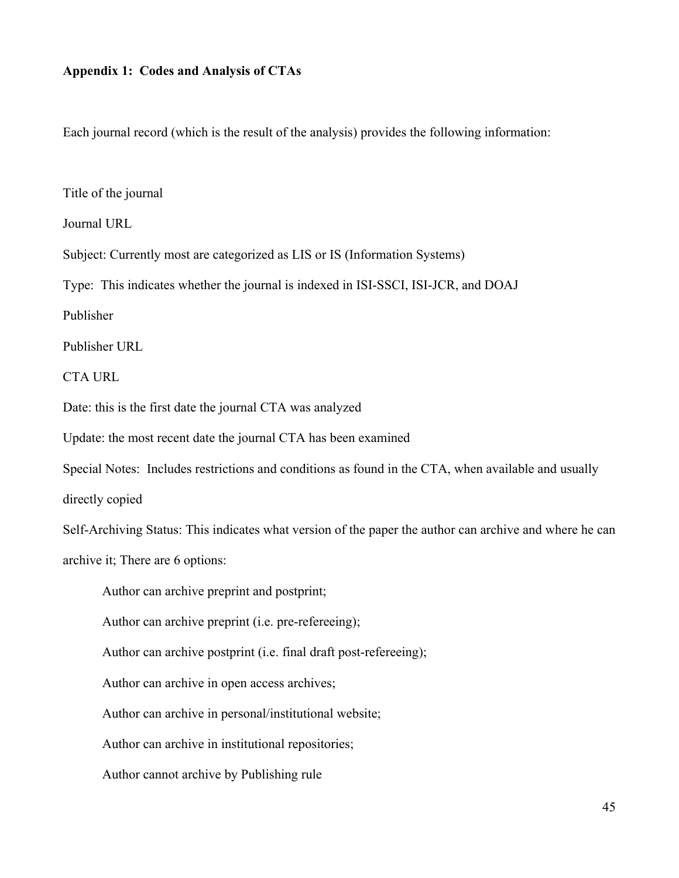**Appendix 1: Codes and Analysis of CTAs**

Each journal record (which is the result of the analysis) provides the following information:

Title of the journal

Journal URL

Subject: Currently most are categorized as LIS or IS (Information Systems)

Type: This indicates whether the journal is indexed in ISI-SSCI, ISI-JCR, and DOAJ

Publisher

Publisher URL

CTA URL

Date: this is the first date the journal CTA was analyzed

Update: the most recent date the journal CTA has been examined

Special Notes: Includes restrictions and conditions as found in the CTA, when available and usually directly copied

Self-Archiving Status: This indicates what version of the paper the author can archive and where he can archive it; There are 6 options:

Author can archive preprint and postprint;

Author can archive preprint (i.e. pre-refereeing);

Author can archive postprint (i.e. final draft post-refereeing);

Author can archive in open access archives;

Author can archive in personal/institutional website;

Author can archive in institutional repositories;

Author cannot archive by Publishing rule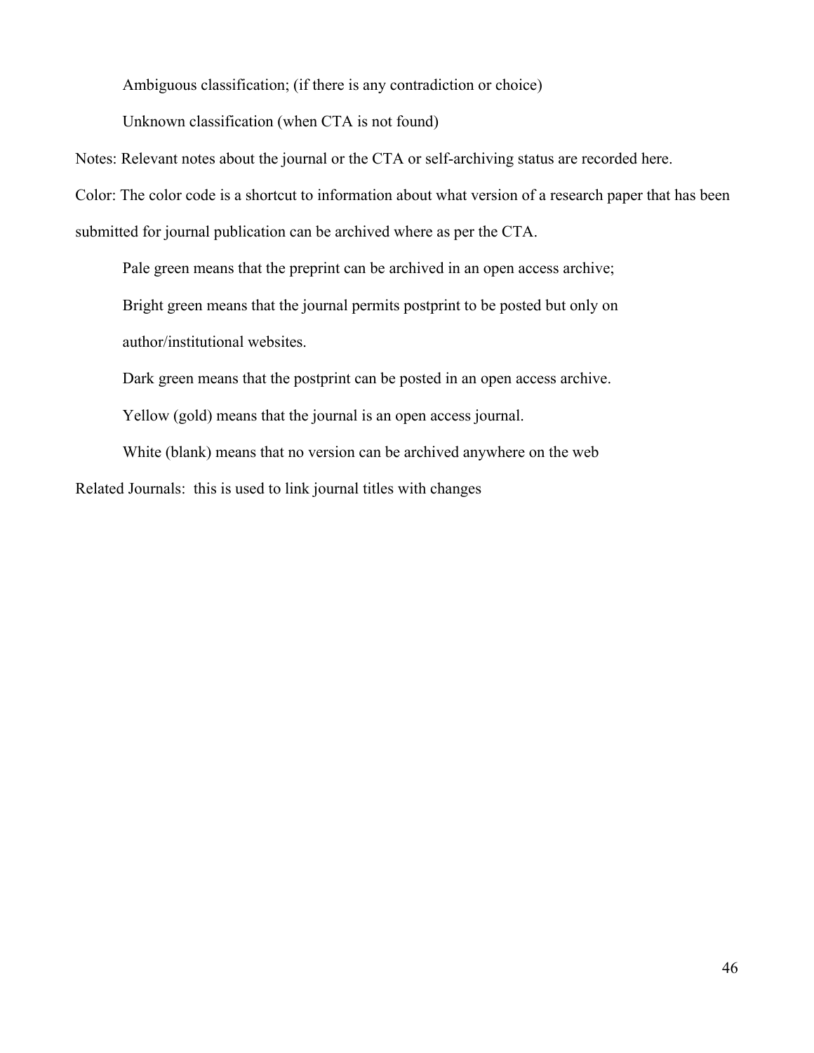Ambiguous classification; (if there is any contradiction or choice)

Unknown classification (when CTA is not found)

Notes: Relevant notes about the journal or the CTA or self-archiving status are recorded here.

Color: The color code is a shortcut to information about what version of a research paper that has been submitted for journal publication can be archived where as per the CTA.

Pale green means that the preprint can be archived in an open access archive;

Bright green means that the journal permits postprint to be posted but only on author/institutional websites.

Dark green means that the postprint can be posted in an open access archive.

Yellow (gold) means that the journal is an open access journal.

White (blank) means that no version can be archived anywhere on the web

Related Journals: this is used to link journal titles with changes